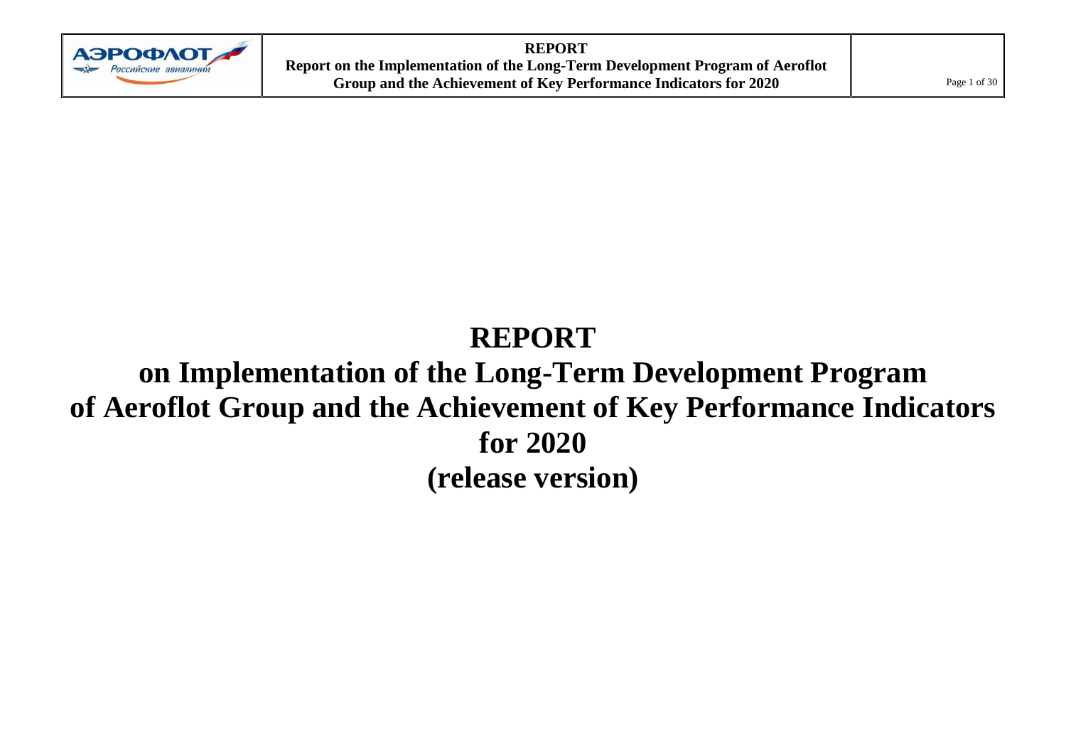# REPORT

# on Implementation of the Long-Term Development Program of Aeroflot Group and the Achievement of Key Performance Indicators for 2020

# (release version)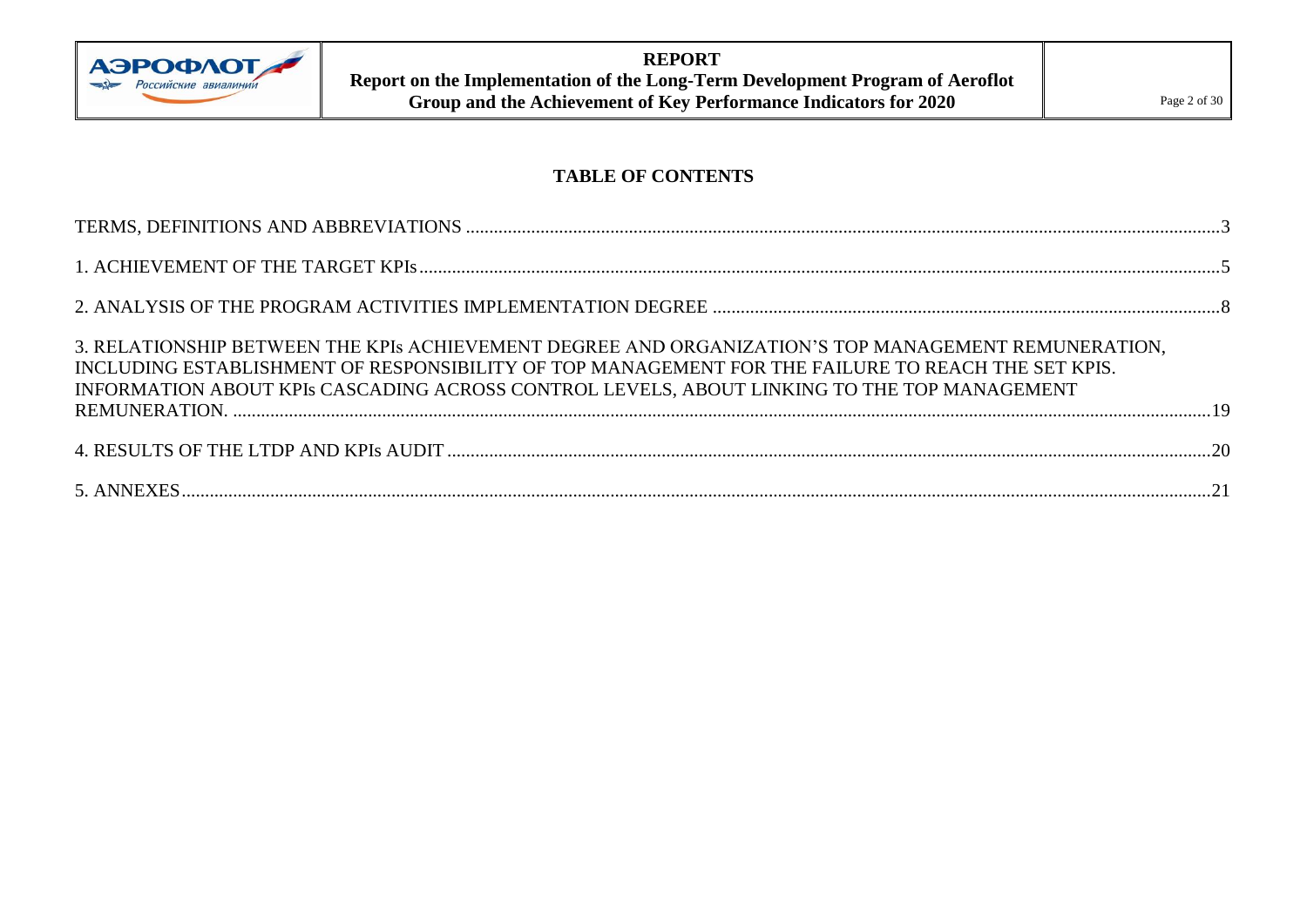## TABLE OF CONTENTS

TERMS, DEFINITIONS AND ABBREVIATIONS ....................................................................................3

1. ACHIEVEMENT OF THE TARGET KPIs....................................................................................5

2. ANALYSIS OF THE PROGRAM ACTIVITIES IMPLEMENTATION DEGREE ..............................8

3. RELATIONSHIP BETWEEN THE KPIs ACHIEVEMENT DEGREE AND ORGANIZATION'S TOP MANAGEMENT REMUNERATION, INCLUDING ESTABLISHMENT OF RESPONSIBILITY OF TOP MANAGEMENT FOR THE FAILURE TO REACH THE SET KPIS. INFORMATION ABOUT KPIs CASCADING ACROSS CONTROL LEVELS, ABOUT LINKING TO THE TOP MANAGEMENT REMUNERATION. ....................................................................................19

4. RESULTS OF THE LTDP AND KPIs AUDIT ....................................................................................20

5. ANNEXES....................................................................................21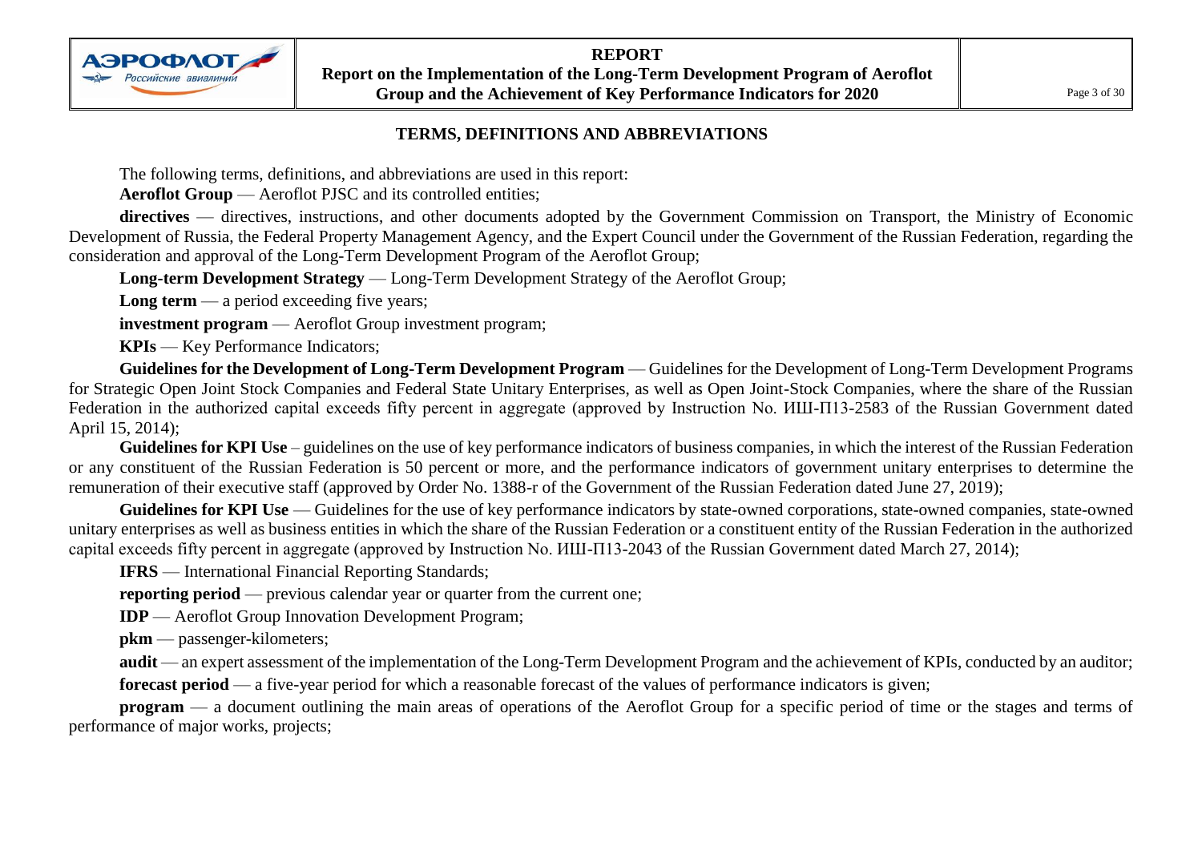## TERMS, DEFINITIONS AND ABBREVIATIONS

The following terms, definitions, and abbreviations are used in this report:

**Aeroflot Group** — Aeroflot PJSC and its controlled entities;

**directives** — directives, instructions, and other documents adopted by the Government Commission on Transport, the Ministry of Economic Development of Russia, the Federal Property Management Agency, and the Expert Council under the Government of the Russian Federation, regarding the consideration and approval of the Long-Term Development Program of the Aeroflot Group;

**Long-term Development Strategy** — Long-Term Development Strategy of the Aeroflot Group;

**Long term** — a period exceeding five years;

**investment program** — Aeroflot Group investment program;

**KPIs** — Key Performance Indicators;

**Guidelines for the Development of Long-Term Development Program** — Guidelines for the Development of Long-Term Development Programs for Strategic Open Joint Stock Companies and Federal State Unitary Enterprises, as well as Open Joint-Stock Companies, where the share of the Russian Federation in the authorized capital exceeds fifty percent in aggregate (approved by Instruction No. ИШ-П13-2583 of the Russian Government dated April 15, 2014);

**Guidelines for KPI Use** – guidelines on the use of key performance indicators of business companies, in which the interest of the Russian Federation or any constituent of the Russian Federation is 50 percent or more, and the performance indicators of government unitary enterprises to determine the remuneration of their executive staff (approved by Order No. 1388-r of the Government of the Russian Federation dated June 27, 2019);

**Guidelines for KPI Use** — Guidelines for the use of key performance indicators by state-owned corporations, state-owned companies, state-owned unitary enterprises as well as business entities in which the share of the Russian Federation or a constituent entity of the Russian Federation in the authorized capital exceeds fifty percent in aggregate (approved by Instruction No. ИШ-П13-2043 of the Russian Government dated March 27, 2014);

**IFRS** — International Financial Reporting Standards;

**reporting period** — previous calendar year or quarter from the current one;

**IDP** — Aeroflot Group Innovation Development Program;

**pkm** — passenger-kilometers;

**audit** — an expert assessment of the implementation of the Long-Term Development Program and the achievement of KPIs, conducted by an auditor;

**forecast period** — a five-year period for which a reasonable forecast of the values of performance indicators is given;

**program** — a document outlining the main areas of operations of the Aeroflot Group for a specific period of time or the stages and terms of performance of major works, projects;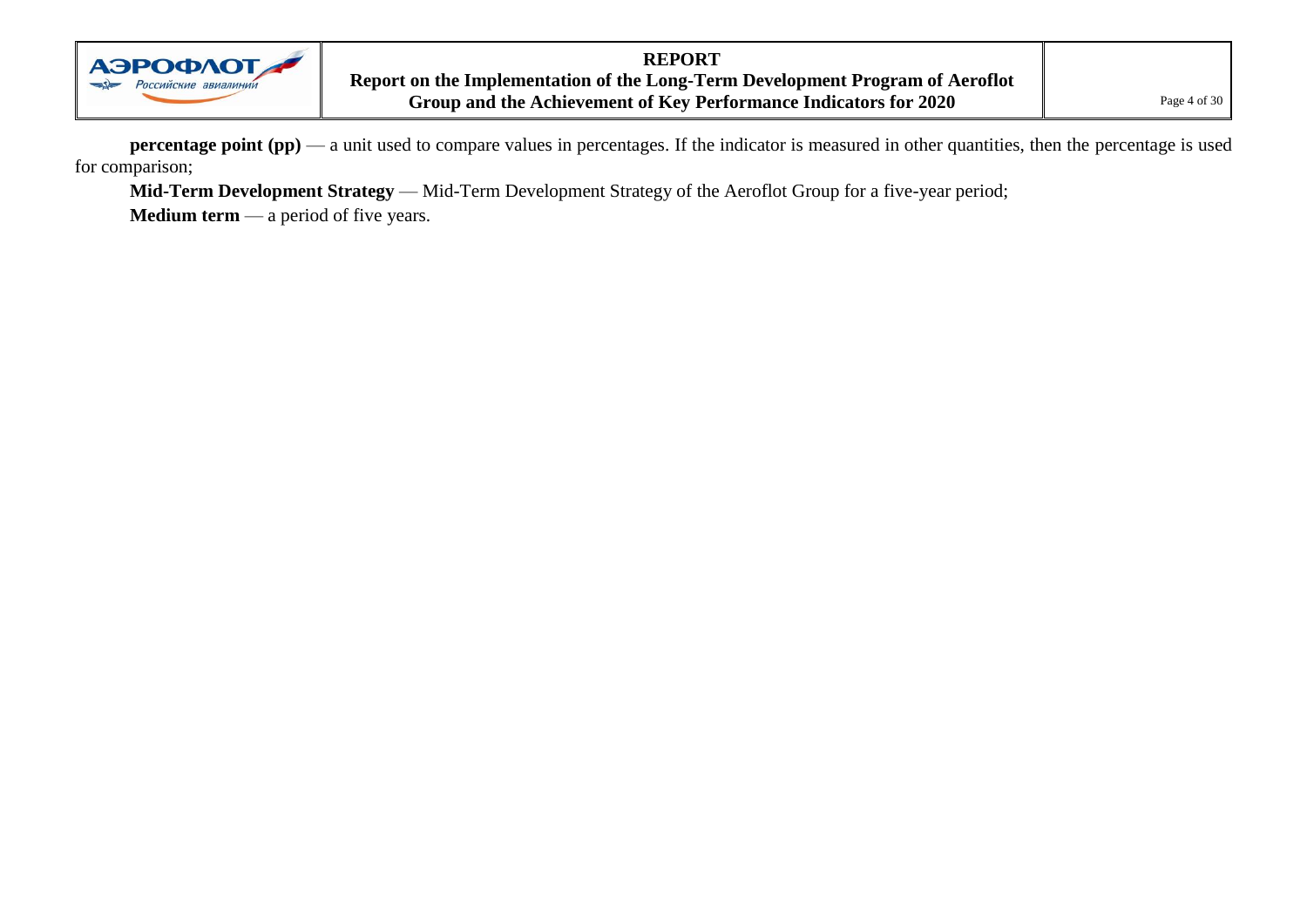**percentage point (pp)** — a unit used to compare values in percentages. If the indicator is measured in other quantities, then the percentage is used for comparison;

**Mid-Term Development Strategy** — Mid-Term Development Strategy of the Aeroflot Group for a five-year period;

**Medium term** — a period of five years.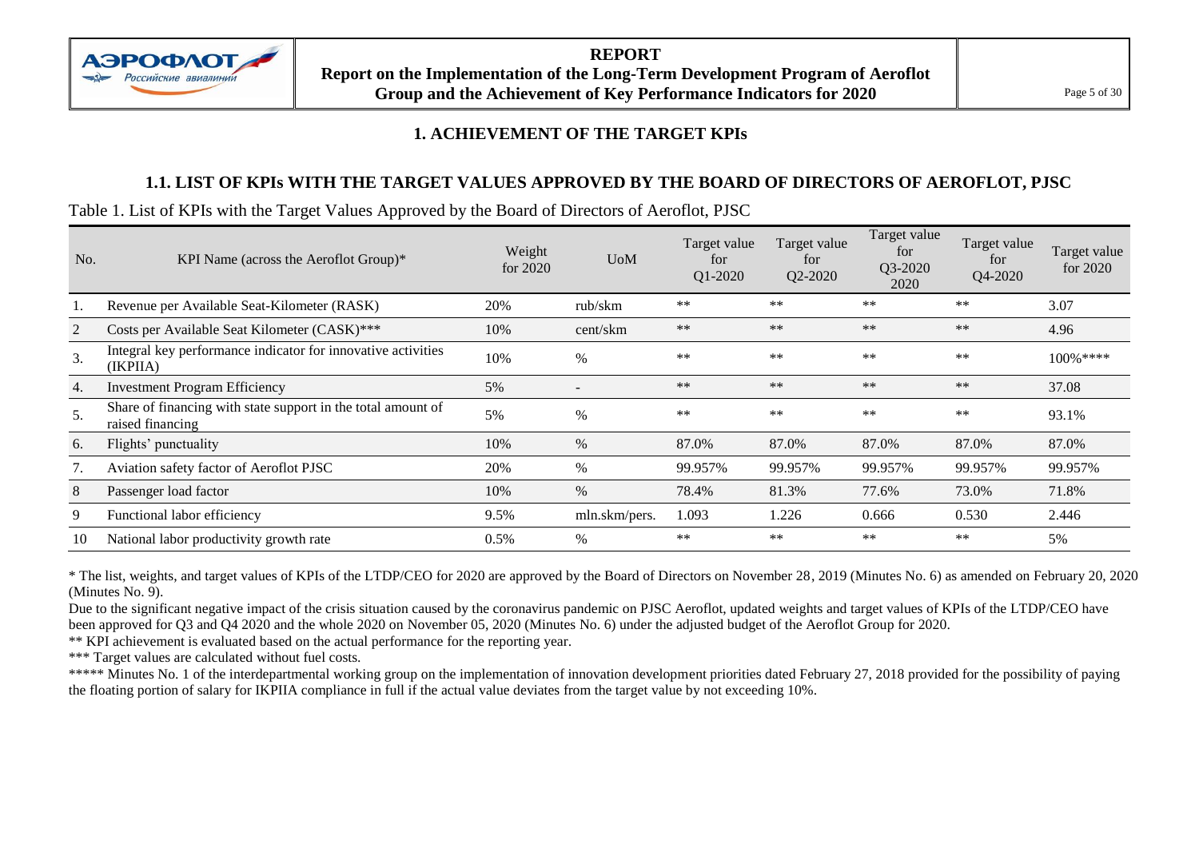# 1. ACHIEVEMENT OF THE TARGET KPIs

## 1.1. LIST OF KPIs WITH THE TARGET VALUES APPROVED BY THE BOARD OF DIRECTORS OF AEROFLOT, PJSC

Table 1. List of KPIs with the Target Values Approved by the Board of Directors of Aeroflot, PJSC

| No. | KPI Name (across the Aeroflot Group)* | Weight for 2020 | UoM | Target value for Q1-2020 | Target value for Q2-2020 | Target value for Q3-2020 2020 | Target value for Q4-2020 | Target value for 2020 |
|---|---|---|---|---|---|---|---|---|
| 1. | Revenue per Available Seat-Kilometer (RASK) | 20% | rub/skm | ** | ** | ** | ** | 3.07 |
| 2 | Costs per Available Seat Kilometer (CASK)*** | 10% | cent/skm | ** | ** | ** | ** | 4.96 |
| 3. | Integral key performance indicator for innovative activities (IKPIIA) | 10% | % | ** | ** | ** | ** | 100%**** |
| 4. | Investment Program Efficiency | 5% | - | ** | ** | ** | ** | 37.08 |
| 5. | Share of financing with state support in the total amount of raised financing | 5% | % | ** | ** | ** | ** | 93.1% |
| 6. | Flights' punctuality | 10% | % | 87.0% | 87.0% | 87.0% | 87.0% | 87.0% |
| 7. | Aviation safety factor of Aeroflot PJSC | 20% | % | 99.957% | 99.957% | 99.957% | 99.957% | 99.957% |
| 8 | Passenger load factor | 10% | % | 78.4% | 81.3% | 77.6% | 73.0% | 71.8% |
| 9 | Functional labor efficiency | 9.5% | mln.skm/pers. | 1.093 | 1.226 | 0.666 | 0.530 | 2.446 |
| 10 | National labor productivity growth rate | 0.5% | % | ** | ** | ** | ** | 5% |

* The list, weights, and target values of KPIs of the LTDP/CEO for 2020 are approved by the Board of Directors on November 28, 2019 (Minutes No. 6) as amended on February 20, 2020 (Minutes No. 9).

Due to the significant negative impact of the crisis situation caused by the coronavirus pandemic on PJSC Aeroflot, updated weights and target values of KPIs of the LTDP/CEO have been approved for Q3 and Q4 2020 and the whole 2020 on November 05, 2020 (Minutes No. 6) under the adjusted budget of the Aeroflot Group for 2020.

** KPI achievement is evaluated based on the actual performance for the reporting year.

*** Target values are calculated without fuel costs.

***** Minutes No. 1 of the interdepartmental working group on the implementation of innovation development priorities dated February 27, 2018 provided for the possibility of paying the floating portion of salary for IKPIIA compliance in full if the actual value deviates from the target value by not exceeding 10%.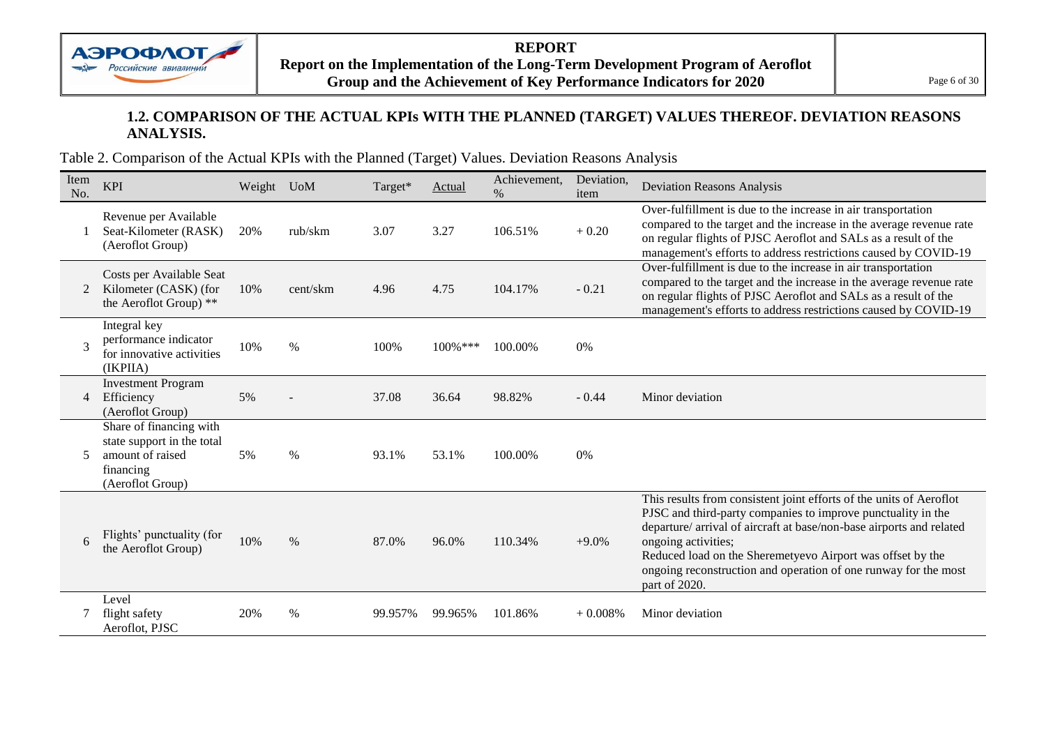### 1.2. COMPARISON OF THE ACTUAL KPIs WITH THE PLANNED (TARGET) VALUES THEREOF. DEVIATION REASONS ANALYSIS.

Table 2. Comparison of the Actual KPIs with the Planned (Target) Values. Deviation Reasons Analysis

| Item No. | KPI | Weight | UoM | Target* | Actual | Achievement, % | Deviation, item | Deviation Reasons Analysis |
|---|---|---|---|---|---|---|---|---|
| 1 | Revenue per Available Seat-Kilometer (RASK) (Aeroflot Group) | 20% | rub/skm | 3.07 | 3.27 | 106.51% | + 0.20 | Over-fulfillment is due to the increase in air transportation compared to the target and the increase in the average revenue rate on regular flights of PJSC Aeroflot and SALs as a result of the management's efforts to address restrictions caused by COVID-19 |
| 2 | Costs per Available Seat Kilometer (CASK) (for the Aeroflot Group) ** | 10% | cent/skm | 4.96 | 4.75 | 104.17% | - 0.21 | Over-fulfillment is due to the increase in air transportation compared to the target and the increase in the average revenue rate on regular flights of PJSC Aeroflot and SALs as a result of the management's efforts to address restrictions caused by COVID-19 |
| 3 | Integral key performance indicator for innovative activities (IKPIIA) | 10% | % | 100% | 100%*** | 100.00% | 0% | |
| 4 | Investment Program Efficiency (Aeroflot Group) | 5% | - | 37.08 | 36.64 | 98.82% | - 0.44 | Minor deviation |
| 5 | Share of financing with state support in the total amount of raised financing (Aeroflot Group) | 5% | % | 93.1% | 53.1% | 100.00% | 0% | |
| 6 | Flights' punctuality (for the Aeroflot Group) | 10% | % | 87.0% | 96.0% | 110.34% | +9.0% | This results from consistent joint efforts of the units of Aeroflot PJSC and third-party companies to improve punctuality in the departure/ arrival of aircraft at base/non-base airports and related ongoing activities;<br>Reduced load on the Sheremetyevo Airport was offset by the ongoing reconstruction and operation of one runway for the most part of 2020. |
| 7 | Level flight safety Aeroflot, PJSC | 20% | % | 99.957% | 99.965% | 101.86% | + 0.008% | Minor deviation |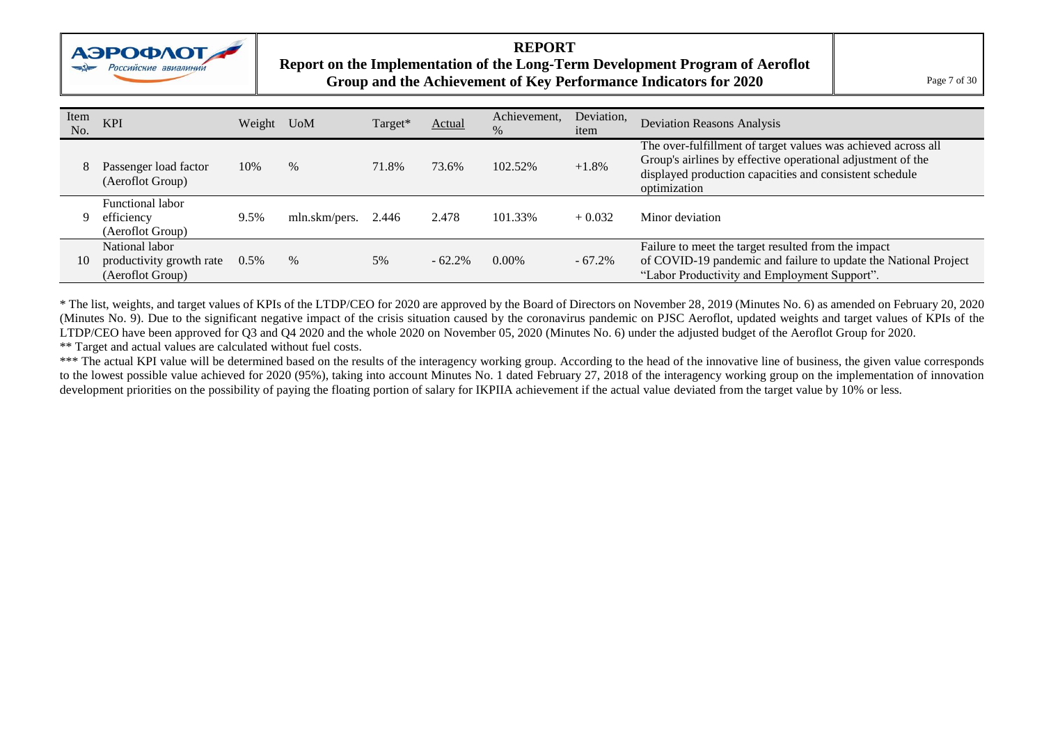| Item No. | KPI | Weight | UoM | Target* | Actual | Achievement, % | Deviation, item | Deviation Reasons Analysis |
|---|---|---|---|---|---|---|---|---|
| 8 | Passenger load factor (Aeroflot Group) | 10% | % | 71.8% | 73.6% | 102.52% | +1.8% | The over-fulfillment of target values was achieved across all Group's airlines by effective operational adjustment of the displayed production capacities and consistent schedule optimization |
| 9 | Functional labor efficiency (Aeroflot Group) | 9.5% | mln.skm/pers. | 2.446 | 2.478 | 101.33% | + 0.032 | Minor deviation |
| 10 | National labor productivity growth rate (Aeroflot Group) | 0.5% | % | 5% | - 62.2% | 0.00% | - 67.2% | Failure to meet the target resulted from the impact of COVID-19 pandemic and failure to update the National Project “Labor Productivity and Employment Support”. |

* The list, weights, and target values of KPIs of the LTDP/CEO for 2020 are approved by the Board of Directors on November 28, 2019 (Minutes No. 6) as amended on February 20, 2020 (Minutes No. 9). Due to the significant negative impact of the crisis situation caused by the coronavirus pandemic on PJSC Aeroflot, updated weights and target values of KPIs of the LTDP/CEO have been approved for Q3 and Q4 2020 and the whole 2020 on November 05, 2020 (Minutes No. 6) under the adjusted budget of the Aeroflot Group for 2020.

** Target and actual values are calculated without fuel costs.

*** The actual KPI value will be determined based on the results of the interagency working group. According to the head of the innovative line of business, the given value corresponds to the lowest possible value achieved for 2020 (95%), taking into account Minutes No. 1 dated February 27, 2018 of the interagency working group on the implementation of innovation development priorities on the possibility of paying the floating portion of salary for IKPIIA achievement if the actual value deviated from the target value by 10% or less.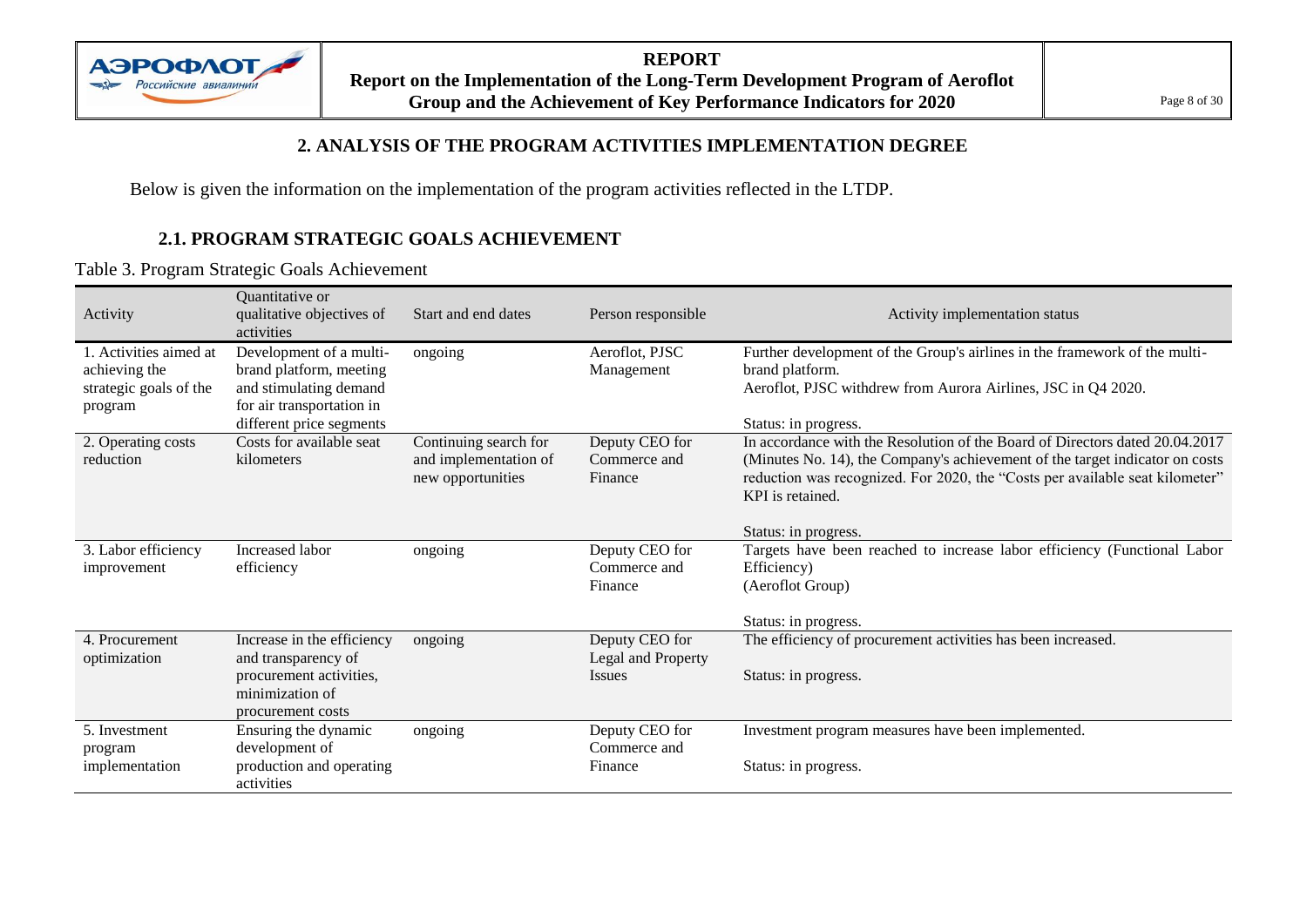## 2. ANALYSIS OF THE PROGRAM ACTIVITIES IMPLEMENTATION DEGREE

Below is given the information on the implementation of the program activities reflected in the LTDP.

### 2.1. PROGRAM STRATEGIC GOALS ACHIEVEMENT

Table 3. Program Strategic Goals Achievement

| Activity | Quantitative or qualitative objectives of activities | Start and end dates | Person responsible | Activity implementation status |
|---|---|---|---|---|
| 1. Activities aimed at achieving the strategic goals of the program | Development of a multi-brand platform, meeting and stimulating demand for air transportation in different price segments | ongoing | Aeroflot, PJSC Management | Further development of the Group's airlines in the framework of the multi-brand platform.<br>Aeroflot, PJSC withdrew from Aurora Airlines, JSC in Q4 2020.<br><br>Status: in progress. |
| 2. Operating costs reduction | Costs for available seat kilometers | Continuing search for and implementation of new opportunities | Deputy CEO for Commerce and Finance | In accordance with the Resolution of the Board of Directors dated 20.04.2017 (Minutes No. 14), the Company's achievement of the target indicator on costs reduction was recognized. For 2020, the "Costs per available seat kilometer" KPI is retained.<br><br>Status: in progress. |
| 3. Labor efficiency improvement | Increased labor efficiency | ongoing | Deputy CEO for Commerce and Finance | Targets have been reached to increase labor efficiency (Functional Labor Efficiency)<br>(Aeroflot Group)<br><br>Status: in progress. |
| 4. Procurement optimization | Increase in the efficiency and transparency of procurement activities, minimization of procurement costs | ongoing | Deputy CEO for Legal and Property Issues | The efficiency of procurement activities has been increased.<br><br>Status: in progress. |
| 5. Investment program implementation | Ensuring the dynamic development of production and operating activities | ongoing | Deputy CEO for Commerce and Finance | Investment program measures have been implemented.<br><br>Status: in progress. |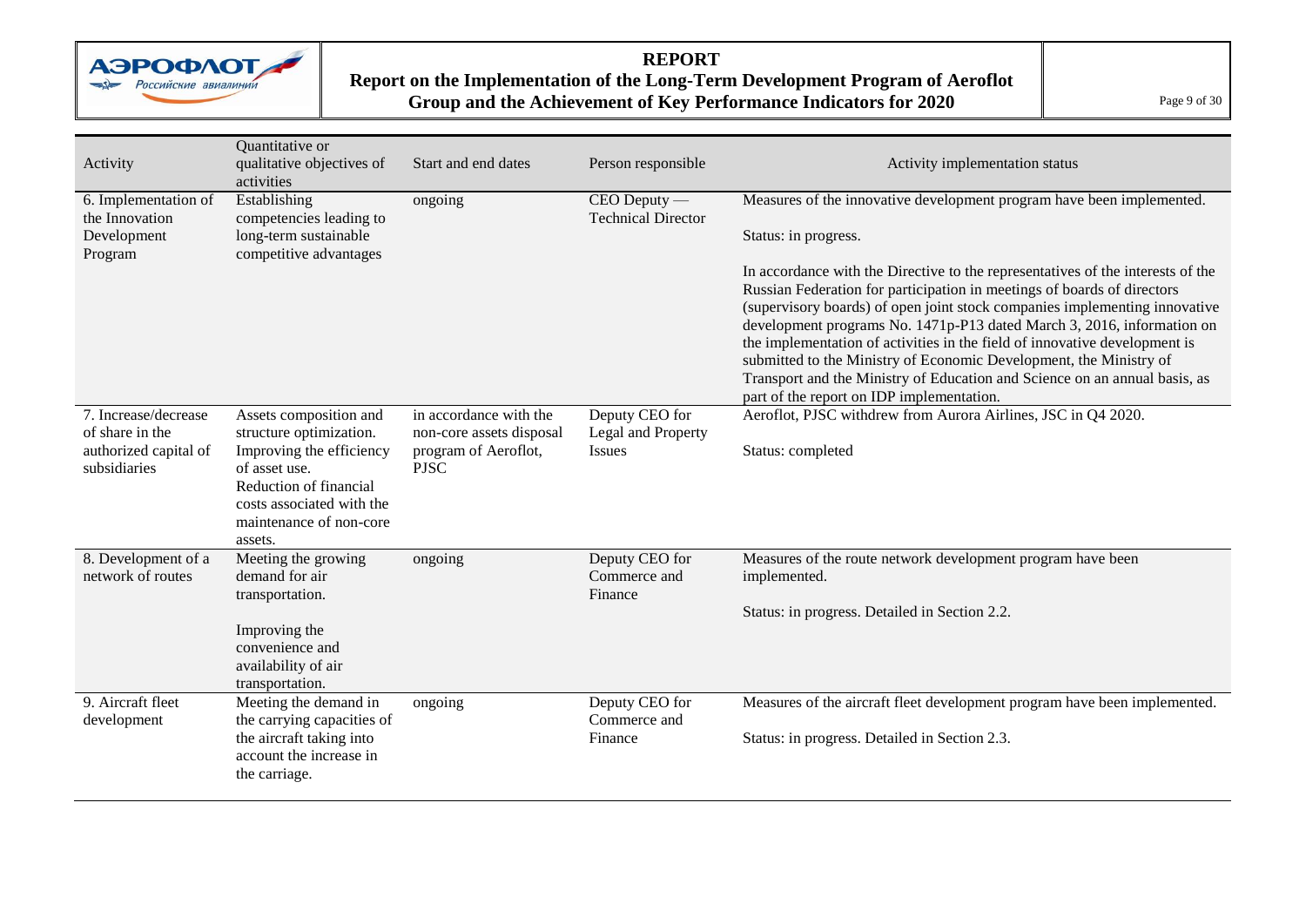| Activity | Quantitative or qualitative objectives of activities | Start and end dates | Person responsible | Activity implementation status |
|---|---|---|---|---|
| 6. Implementation of the Innovation Development Program | Establishing competencies leading to long-term sustainable competitive advantages | ongoing | CEO Deputy — Technical Director | Measures of the innovative development program have been implemented.<br><br>Status: in progress.<br><br>In accordance with the Directive to the representatives of the interests of the Russian Federation for participation in meetings of boards of directors (supervisory boards) of open joint stock companies implementing innovative development programs No. 1471p-P13 dated March 3, 2016, information on the implementation of activities in the field of innovative development is submitted to the Ministry of Economic Development, the Ministry of Transport and the Ministry of Education and Science on an annual basis, as part of the report on IDP implementation. |
| 7. Increase/decrease of share in the authorized capital of subsidiaries | Assets composition and structure optimization. Improving the efficiency of asset use. Reduction of financial costs associated with the maintenance of non-core assets. | in accordance with the non-core assets disposal program of Aeroflot, PJSC | Deputy CEO for Legal and Property Issues | Aeroflot, PJSC withdrew from Aurora Airlines, JSC in Q4 2020.<br><br>Status: completed |
| 8. Development of a network of routes | Meeting the growing demand for air transportation.<br><br>Improving the convenience and availability of air transportation. | ongoing | Deputy CEO for Commerce and Finance | Measures of the route network development program have been implemented.<br><br>Status: in progress. Detailed in Section 2.2. |
| 9. Aircraft fleet development | Meeting the demand in the carrying capacities of the aircraft taking into account the increase in the carriage. | ongoing | Deputy CEO for Commerce and Finance | Measures of the aircraft fleet development program have been implemented.<br><br>Status: in progress. Detailed in Section 2.3. |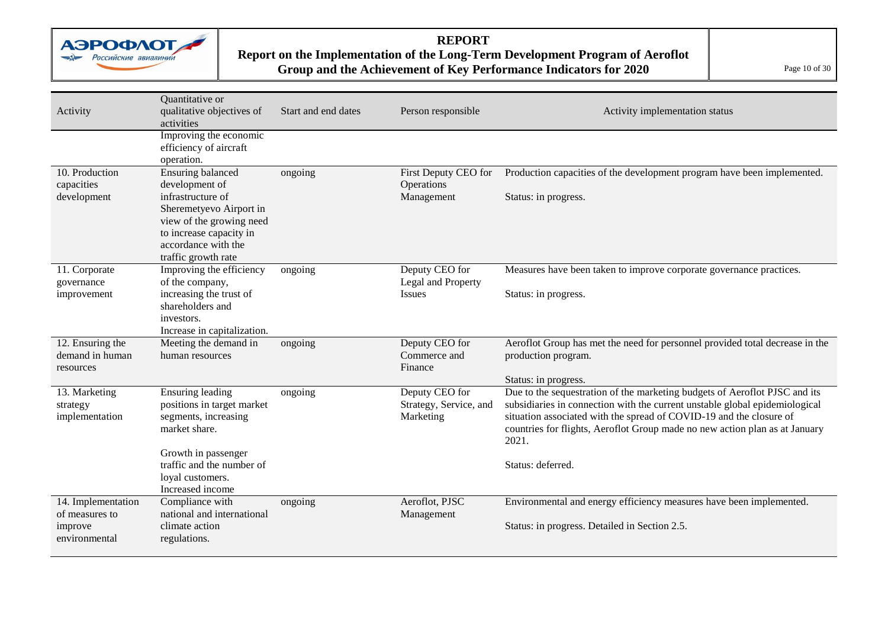| Activity | Quantitative or qualitative objectives of activities | Start and end dates | Person responsible | Activity implementation status |
|---|---|---|---|---|
| | Improving the economic efficiency of aircraft operation. | | | |
| 10. Production capacities development | Ensuring balanced development of infrastructure of Sheremetyevo Airport in view of the growing need to increase capacity in accordance with the traffic growth rate | ongoing | First Deputy CEO for Operations Management | Production capacities of the development program have been implemented.<br><br>Status: in progress. |
| 11. Corporate governance improvement | Improving the efficiency of the company, increasing the trust of shareholders and investors.<br>Increase in capitalization. | ongoing | Deputy CEO for Legal and Property Issues | Measures have been taken to improve corporate governance practices.<br><br>Status: in progress. |
| 12. Ensuring the demand in human resources | Meeting the demand in human resources | ongoing | Deputy CEO for Commerce and Finance | Aeroflot Group has met the need for personnel provided total decrease in the production program.<br><br>Status: in progress. |
| 13. Marketing strategy implementation | Ensuring leading positions in target market segments, increasing market share.<br><br>Growth in passenger traffic and the number of loyal customers.<br>Increased income | ongoing | Deputy CEO for Strategy, Service, and Marketing | Due to the sequestration of the marketing budgets of Aeroflot PJSC and its subsidiaries in connection with the current unstable global epidemiological situation associated with the spread of COVID-19 and the closure of countries for flights, Aeroflot Group made no new action plan as at January 2021.<br><br>Status: deferred. |
| 14. Implementation of measures to improve environmental | Compliance with national and international climate action regulations. | ongoing | Aeroflot, PJSC Management | Environmental and energy efficiency measures have been implemented.<br><br>Status: in progress. Detailed in Section 2.5. |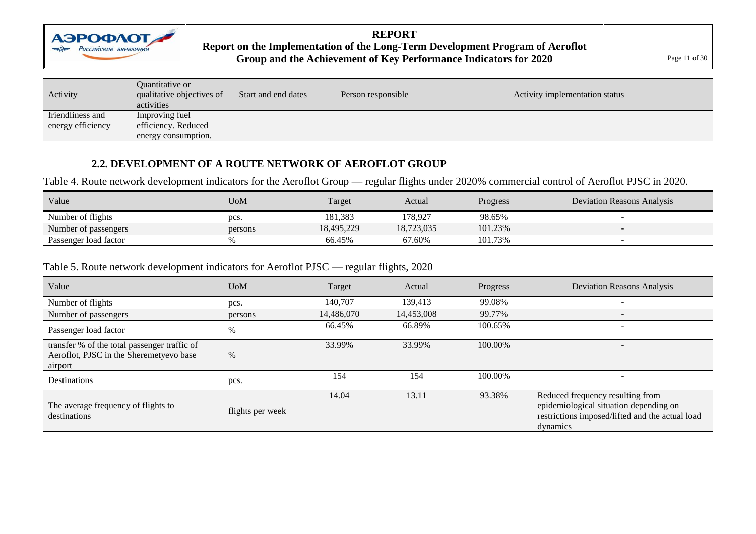| Activity | Quantitative or qualitative objectives of activities | Start and end dates | Person responsible | Activity implementation status |
|---|---|---|---|---|
| friendliness and energy efficiency | Improving fuel efficiency. Reduced energy consumption. | | | |

## 2.2. DEVELOPMENT OF A ROUTE NETWORK OF AEROFLOT GROUP

Table 4. Route network development indicators for the Aeroflot Group — regular flights under 2020% commercial control of Aeroflot PJSC in 2020.

| Value | UoM | Target | Actual | Progress | Deviation Reasons Analysis |
|---|---|---|---|---|---|
| Number of flights | pcs. | 181,383 | 178,927 | 98.65% | - |
| Number of passengers | persons | 18,495,229 | 18,723,035 | 101.23% | - |
| Passenger load factor | % | 66.45% | 67.60% | 101.73% | - |

Table 5. Route network development indicators for Aeroflot PJSC — regular flights, 2020

| Value | UoM | Target | Actual | Progress | Deviation Reasons Analysis |
|---|---|---|---|---|---|
| Number of flights | pcs. | 140,707 | 139,413 | 99.08% | - |
| Number of passengers | persons | 14,486,070 | 14,453,008 | 99.77% | - |
| Passenger load factor | % | 66.45% | 66.89% | 100.65% | - |
| transfer % of the total passenger traffic of Aeroflot, PJSC in the Sheremetyevo base airport | % | 33.99% | 33.99% | 100.00% | - |
| Destinations | pcs. | 154 | 154 | 100.00% | - |
| The average frequency of flights to destinations | flights per week | 14.04 | 13.11 | 93.38% | Reduced frequency resulting from epidemiological situation depending on restrictions imposed/lifted and the actual load dynamics |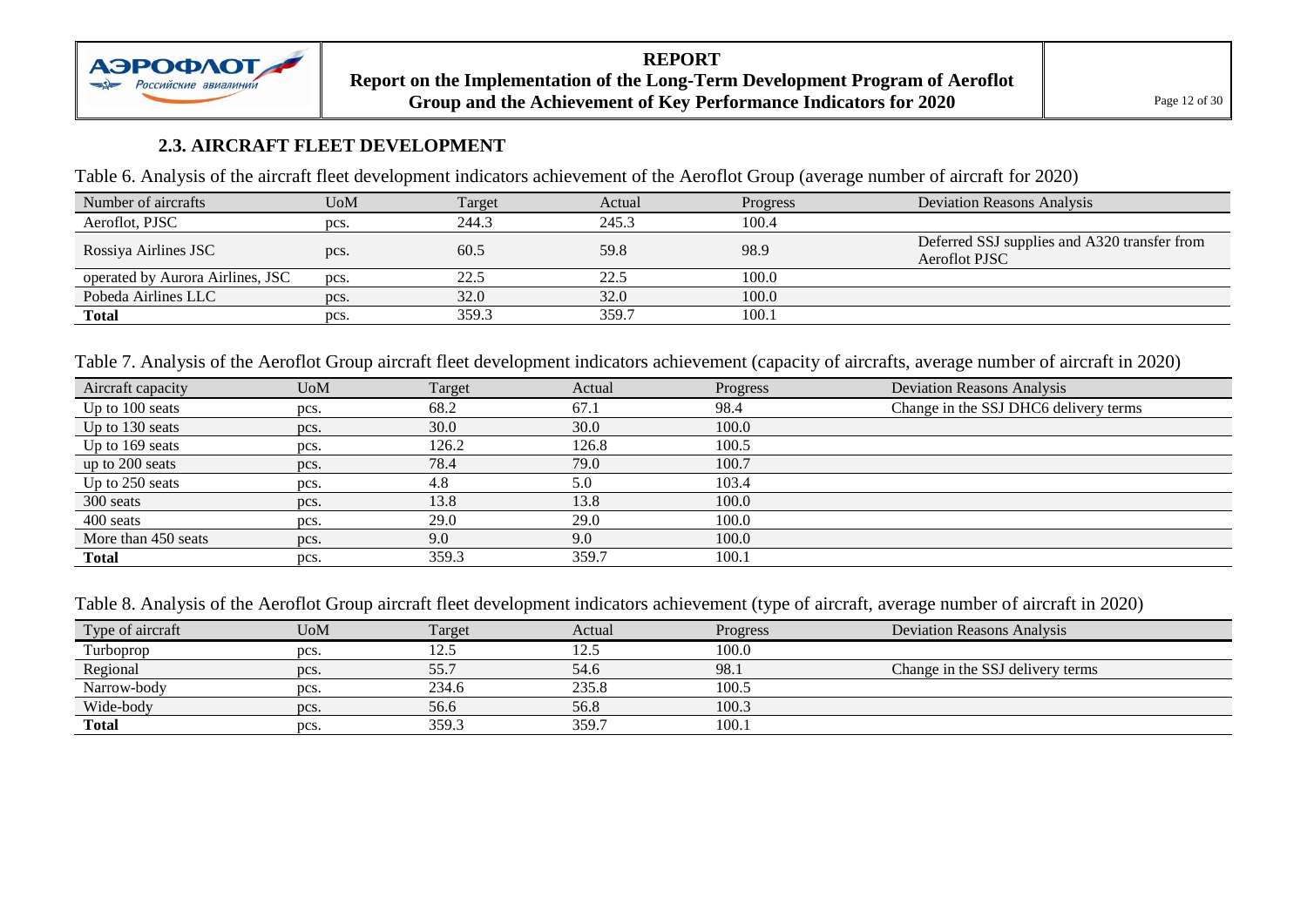### 2.3. AIRCRAFT FLEET DEVELOPMENT

Table 6. Analysis of the aircraft fleet development indicators achievement of the Aeroflot Group (average number of aircraft for 2020)

| Number of aircrafts | UoM | Target | Actual | Progress | Deviation Reasons Analysis |
|---|---|---|---|---|---|
| Aeroflot, PJSC | pcs. | 244.3 | 245.3 | 100.4 | |
| Rossiya Airlines JSC | pcs. | 60.5 | 59.8 | 98.9 | Deferred SSJ supplies and A320 transfer from Aeroflot PJSC |
| operated by Aurora Airlines, JSC | pcs. | 22.5 | 22.5 | 100.0 | |
| Pobeda Airlines LLC | pcs. | 32.0 | 32.0 | 100.0 | |
| **Total** | pcs. | 359.3 | 359.7 | 100.1 | |

Table 7. Analysis of the Aeroflot Group aircraft fleet development indicators achievement (capacity of aircrafts, average number of aircraft in 2020)

| Aircraft capacity | UoM | Target | Actual | Progress | Deviation Reasons Analysis |
|---|---|---|---|---|---|
| Up to 100 seats | pcs. | 68.2 | 67.1 | 98.4 | Change in the SSJ DHC6 delivery terms |
| Up to 130 seats | pcs. | 30.0 | 30.0 | 100.0 | |
| Up to 169 seats | pcs. | 126.2 | 126.8 | 100.5 | |
| up to 200 seats | pcs. | 78.4 | 79.0 | 100.7 | |
| Up to 250 seats | pcs. | 4.8 | 5.0 | 103.4 | |
| 300 seats | pcs. | 13.8 | 13.8 | 100.0 | |
| 400 seats | pcs. | 29.0 | 29.0 | 100.0 | |
| More than 450 seats | pcs. | 9.0 | 9.0 | 100.0 | |
| **Total** | pcs. | 359.3 | 359.7 | 100.1 | |

Table 8. Analysis of the Aeroflot Group aircraft fleet development indicators achievement (type of aircraft, average number of aircraft in 2020)

| Type of aircraft | UoM | Target | Actual | Progress | Deviation Reasons Analysis |
|---|---|---|---|---|---|
| Turboprop | pcs. | 12.5 | 12.5 | 100.0 | |
| Regional | pcs. | 55.7 | 54.6 | 98.1 | Change in the SSJ delivery terms |
| Narrow-body | pcs. | 234.6 | 235.8 | 100.5 | |
| Wide-body | pcs. | 56.6 | 56.8 | 100.3 | |
| **Total** | pcs. | 359.3 | 359.7 | 100.1 | |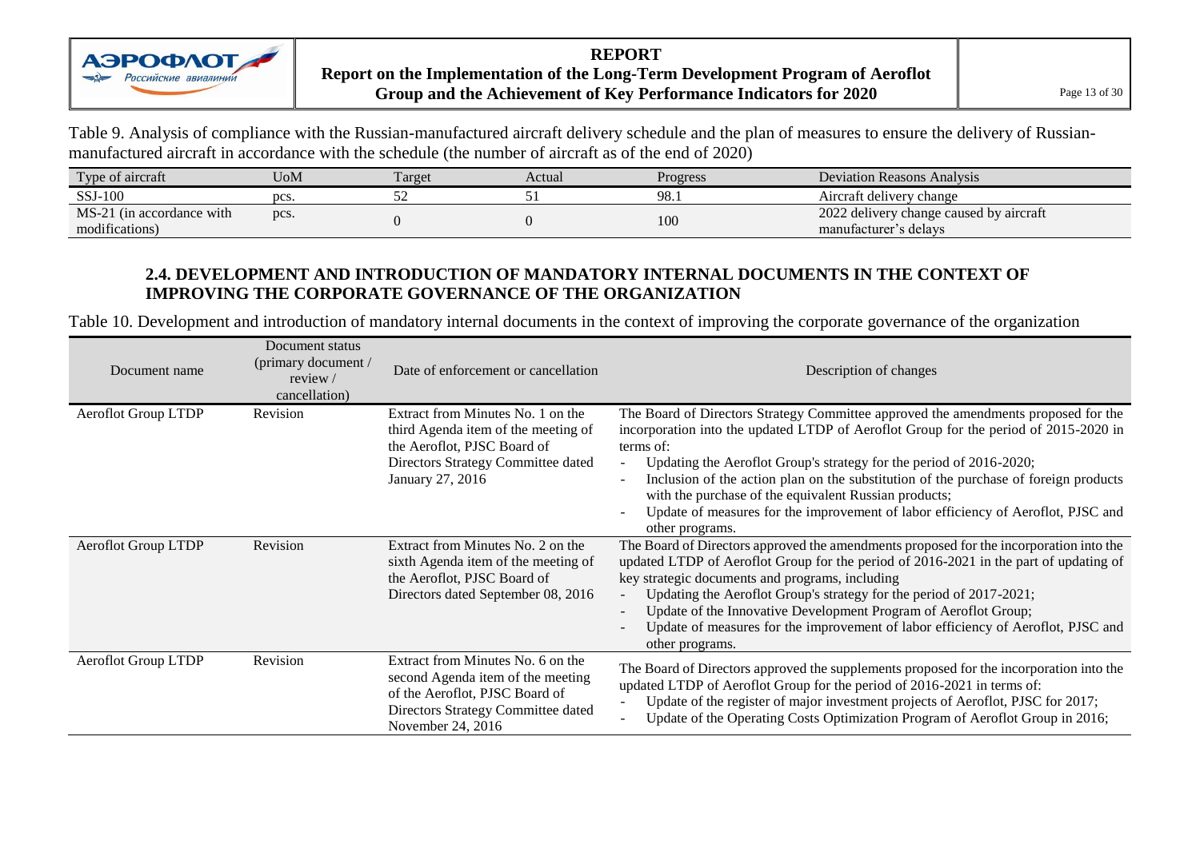Table 9. Analysis of compliance with the Russian-manufactured aircraft delivery schedule and the plan of measures to ensure the delivery of Russian-manufactured aircraft in accordance with the schedule (the number of aircraft as of the end of 2020)

| Type of aircraft | UoM | Target | Actual | Progress | Deviation Reasons Analysis |
|---|---|---|---|---|---|
| SSJ-100 | pcs. | 52 | 51 | 98.1 | Aircraft delivery change |
| MS-21 (in accordance with modifications) | pcs. | 0 | 0 | 100 | 2022 delivery change caused by aircraft manufacturer's delays |

## 2.4. DEVELOPMENT AND INTRODUCTION OF MANDATORY INTERNAL DOCUMENTS IN THE CONTEXT OF IMPROVING THE CORPORATE GOVERNANCE OF THE ORGANIZATION

Table 10. Development and introduction of mandatory internal documents in the context of improving the corporate governance of the organization

| Document name | Document status (primary document / review / cancellation) | Date of enforcement or cancellation | Description of changes |
|---|---|---|---|
| Aeroflot Group LTDP | Revision | Extract from Minutes No. 1 on the third Agenda item of the meeting of the Aeroflot, PJSC Board of Directors Strategy Committee dated January 27, 2016 | The Board of Directors Strategy Committee approved the amendments proposed for the incorporation into the updated LTDP of Aeroflot Group for the period of 2015-2020 in terms of:<br>- Updating the Aeroflot Group's strategy for the period of 2016-2020;<br>- Inclusion of the action plan on the substitution of the purchase of foreign products with the purchase of the equivalent Russian products;<br>- Update of measures for the improvement of labor efficiency of Aeroflot, PJSC and other programs. |
| Aeroflot Group LTDP | Revision | Extract from Minutes No. 2 on the sixth Agenda item of the meeting of the Aeroflot, PJSC Board of Directors dated September 08, 2016 | The Board of Directors approved the amendments proposed for the incorporation into the updated LTDP of Aeroflot Group for the period of 2016-2021 in the part of updating of key strategic documents and programs, including<br>- Updating the Aeroflot Group's strategy for the period of 2017-2021;<br>- Update of the Innovative Development Program of Aeroflot Group;<br>- Update of measures for the improvement of labor efficiency of Aeroflot, PJSC and other programs. |
| Aeroflot Group LTDP | Revision | Extract from Minutes No. 6 on the second Agenda item of the meeting of the Aeroflot, PJSC Board of Directors Strategy Committee dated November 24, 2016 | The Board of Directors approved the supplements proposed for the incorporation into the updated LTDP of Aeroflot Group for the period of 2016-2021 in terms of:<br>- Update of the register of major investment projects of Aeroflot, PJSC for 2017;<br>- Update of the Operating Costs Optimization Program of Aeroflot Group in 2016; |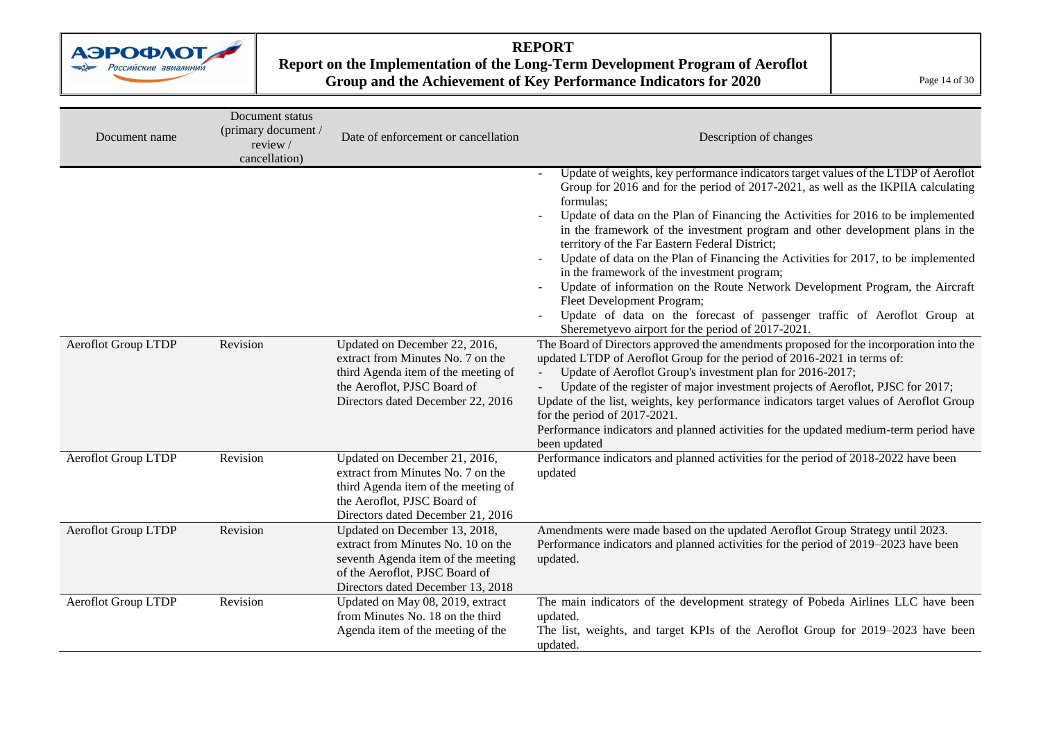| Document name | Document status (primary document / review / cancellation) | Date of enforcement or cancellation | Description of changes |
|---|---|---|---|
| | | | - Update of weights, key performance indicators target values of the LTDP of Aeroflot Group for 2016 and for the period of 2017-2021, as well as the IKPIIA calculating formulas;<br>- Update of data on the Plan of Financing the Activities for 2016 to be implemented in the framework of the investment program and other development plans in the territory of the Far Eastern Federal District;<br>- Update of data on the Plan of Financing the Activities for 2017, to be implemented in the framework of the investment program;<br>- Update of information on the Route Network Development Program, the Aircraft Fleet Development Program;<br>- Update of data on the forecast of passenger traffic of Aeroflot Group at Sheremetyevo airport for the period of 2017-2021. |
| Aeroflot Group LTDP | Revision | Updated on December 22, 2016, extract from Minutes No. 7 on the third Agenda item of the meeting of the Aeroflot, PJSC Board of Directors dated December 22, 2016 | The Board of Directors approved the amendments proposed for the incorporation into the updated LTDP of Aeroflot Group for the period of 2016-2021 in terms of:<br>- Update of Aeroflot Group's investment plan for 2016-2017;<br>- Update of the register of major investment projects of Aeroflot, PJSC for 2017;<br>Update of the list, weights, key performance indicators target values of Aeroflot Group for the period of 2017-2021.<br>Performance indicators and planned activities for the updated medium-term period have been updated |
| Aeroflot Group LTDP | Revision | Updated on December 21, 2016, extract from Minutes No. 7 on the third Agenda item of the meeting of the Aeroflot, PJSC Board of Directors dated December 21, 2016 | Performance indicators and planned activities for the period of 2018-2022 have been updated |
| Aeroflot Group LTDP | Revision | Updated on December 13, 2018, extract from Minutes No. 10 on the seventh Agenda item of the meeting of the Aeroflot, PJSC Board of Directors dated December 13, 2018 | Amendments were made based on the updated Aeroflot Group Strategy until 2023.<br>Performance indicators and planned activities for the period of 2019–2023 have been updated. |
| Aeroflot Group LTDP | Revision | Updated on May 08, 2019, extract from Minutes No. 18 on the third Agenda item of the meeting of the | The main indicators of the development strategy of Pobeda Airlines LLC have been updated.<br>The list, weights, and target KPIs of the Aeroflot Group for 2019–2023 have been updated. |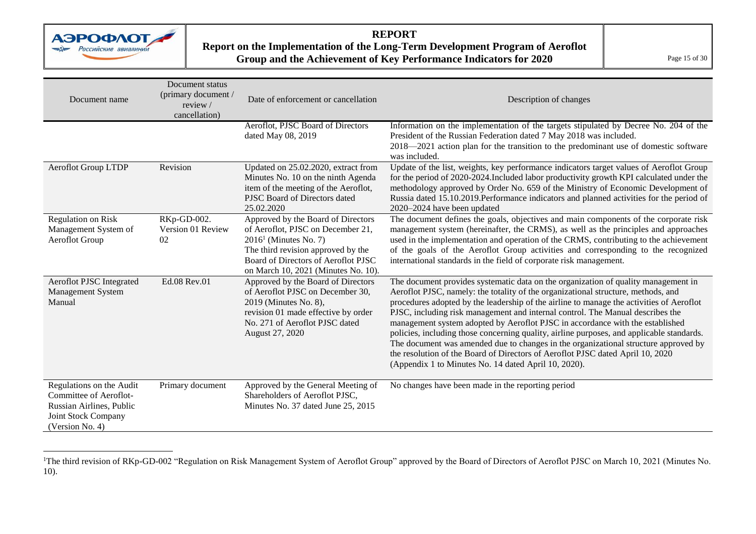| Document name | Document status (primary document / review / cancellation) | Date of enforcement or cancellation | Description of changes |
|---|---|---|---|
| | | Aeroflot, PJSC Board of Directors dated May 08, 2019 | Information on the implementation of the targets stipulated by Decree No. 204 of the President of the Russian Federation dated 7 May 2018 was included. 2018—2021 action plan for the transition to the predominant use of domestic software was included. |
| Aeroflot Group LTDP | Revision | Updated on 25.02.2020, extract from Minutes No. 10 on the ninth Agenda item of the meeting of the Aeroflot, PJSC Board of Directors dated 25.02.2020 | Update of the list, weights, key performance indicators target values of Aeroflot Group for the period of 2020-2024.Included labor productivity growth KPI calculated under the methodology approved by Order No. 659 of the Ministry of Economic Development of Russia dated 15.10.2019.Performance indicators and planned activities for the period of 2020–2024 have been updated |
| Regulation on Risk Management System of Aeroflot Group | RKp-GD-002. Version 01 Review 02 | Approved by the Board of Directors of Aeroflot, PJSC on December 21, 2016[1] (Minutes No. 7) The third revision approved by the Board of Directors of Aeroflot PJSC on March 10, 2021 (Minutes No. 10). | The document defines the goals, objectives and main components of the corporate risk management system (hereinafter, the CRMS), as well as the principles and approaches used in the implementation and operation of the CRMS, contributing to the achievement of the goals of the Aeroflot Group activities and corresponding to the recognized international standards in the field of corporate risk management. |
| Aeroflot PJSC Integrated Management System Manual | Ed.08 Rev.01 | Approved by the Board of Directors of Aeroflot PJSC on December 30, 2019 (Minutes No. 8), revision 01 made effective by order No. 271 of Aeroflot PJSC dated August 27, 2020 | The document provides systematic data on the organization of quality management in Aeroflot PJSC, namely: the totality of the organizational structure, methods, and procedures adopted by the leadership of the airline to manage the activities of Aeroflot PJSC, including risk management and internal control. The Manual describes the management system adopted by Aeroflot PJSC in accordance with the established policies, including those concerning quality, airline purposes, and applicable standards. The document was amended due to changes in the organizational structure approved by the resolution of the Board of Directors of Aeroflot PJSC dated April 10, 2020 (Appendix 1 to Minutes No. 14 dated April 10, 2020). |
| Regulations on the Audit Committee of Aeroflot-Russian Airlines, Public Joint Stock Company (Version No. 4) | Primary document | Approved by the General Meeting of Shareholders of Aeroflot PJSC, Minutes No. 37 dated June 25, 2015 | No changes have been made in the reporting period |

[1]The third revision of RKp-GD-002 "Regulation on Risk Management System of Aeroflot Group" approved by the Board of Directors of Aeroflot PJSC on March 10, 2021 (Minutes No. 10).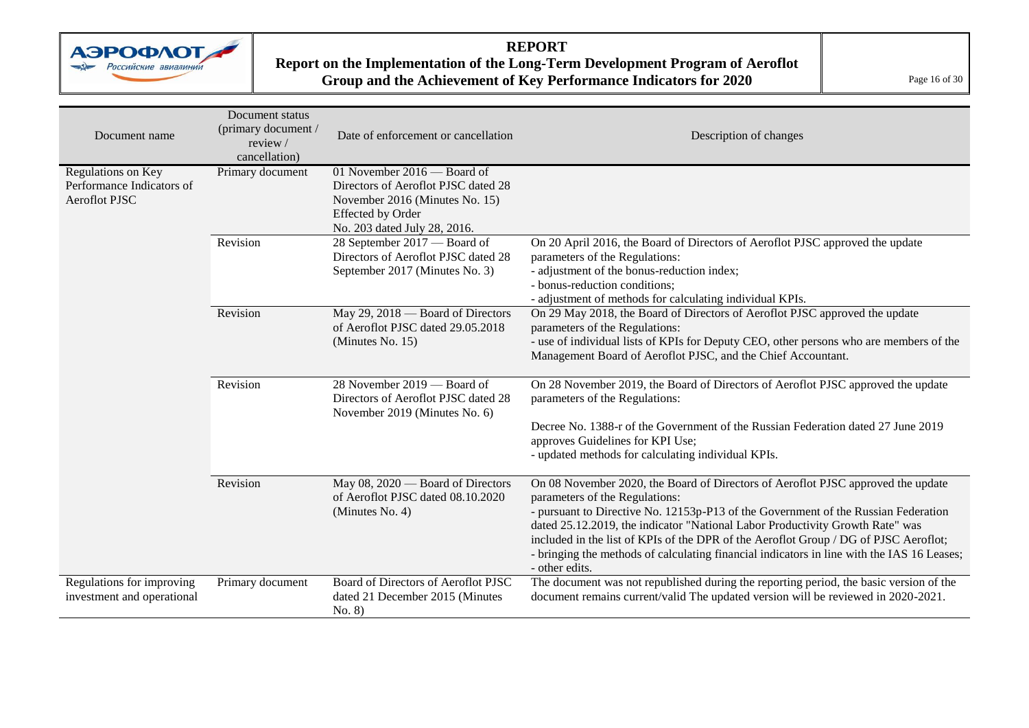| Document name | Document status (primary document / review / cancellation) | Date of enforcement or cancellation | Description of changes |
|---|---|---|---|
| Regulations on Key Performance Indicators of Aeroflot PJSC | Primary document | 01 November 2016 — Board of Directors of Aeroflot PJSC dated 28 November 2016 (Minutes No. 15) Effected by Order No. 203 dated July 28, 2016. | |
| | Revision | 28 September 2017 — Board of Directors of Aeroflot PJSC dated 28 September 2017 (Minutes No. 3) | On 20 April 2016, the Board of Directors of Aeroflot PJSC approved the update parameters of the Regulations:<br>- adjustment of the bonus-reduction index;<br>- bonus-reduction conditions;<br>- adjustment of methods for calculating individual KPIs. |
| | Revision | May 29, 2018 — Board of Directors of Aeroflot PJSC dated 29.05.2018 (Minutes No. 15) | On 29 May 2018, the Board of Directors of Aeroflot PJSC approved the update parameters of the Regulations:<br>- use of individual lists of KPIs for Deputy CEO, other persons who are members of the Management Board of Aeroflot PJSC, and the Chief Accountant. |
| | Revision | 28 November 2019 — Board of Directors of Aeroflot PJSC dated 28 November 2019 (Minutes No. 6) | On 28 November 2019, the Board of Directors of Aeroflot PJSC approved the update parameters of the Regulations:<br><br>Decree No. 1388-r of the Government of the Russian Federation dated 27 June 2019 approves Guidelines for KPI Use;<br>- updated methods for calculating individual KPIs. |
| | Revision | May 08, 2020 — Board of Directors of Aeroflot PJSC dated 08.10.2020 (Minutes No. 4) | On 08 November 2020, the Board of Directors of Aeroflot PJSC approved the update parameters of the Regulations:<br>- pursuant to Directive No. 12153p-P13 of the Government of the Russian Federation dated 25.12.2019, the indicator "National Labor Productivity Growth Rate" was included in the list of KPIs of the DPR of the Aeroflot Group / DG of PJSC Aeroflot;<br>- bringing the methods of calculating financial indicators in line with the IAS 16 Leases;<br>- other edits. |
| Regulations for improving investment and operational | Primary document | Board of Directors of Aeroflot PJSC dated 21 December 2015 (Minutes No. 8) | The document was not republished during the reporting period, the basic version of the document remains current/valid The updated version will be reviewed in 2020-2021. |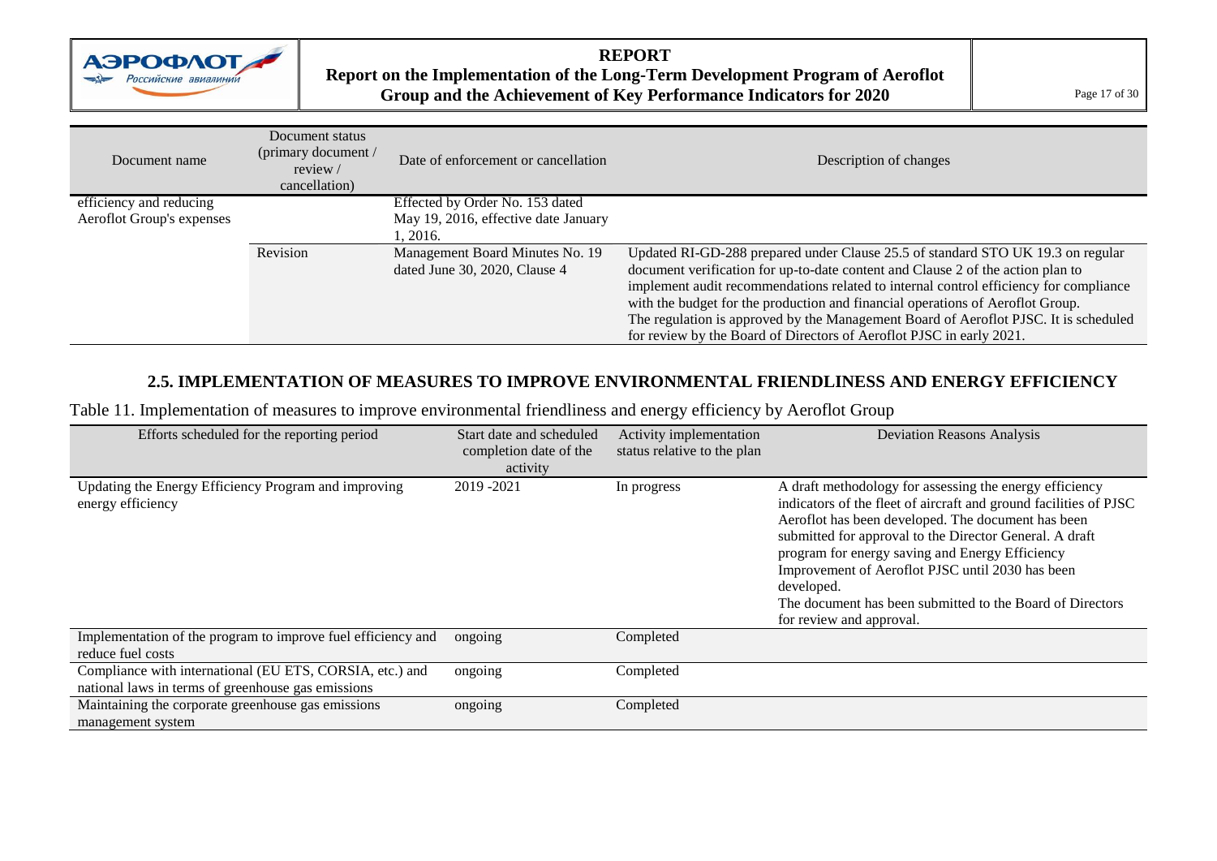| Document name | Document status (primary document / review / cancellation) | Date of enforcement or cancellation | Description of changes |
|---|---|---|---|
| efficiency and reducing Aeroflot Group's expenses | | Effected by Order No. 153 dated May 19, 2016, effective date January 1, 2016. | |
| | Revision | Management Board Minutes No. 19 dated June 30, 2020, Clause 4 | Updated RI-GD-288 prepared under Clause 25.5 of standard STO UK 19.3 on regular document verification for up-to-date content and Clause 2 of the action plan to implement audit recommendations related to internal control efficiency for compliance with the budget for the production and financial operations of Aeroflot Group. The regulation is approved by the Management Board of Aeroflot PJSC. It is scheduled for review by the Board of Directors of Aeroflot PJSC in early 2021. |

## 2.5. IMPLEMENTATION OF MEASURES TO IMPROVE ENVIRONMENTAL FRIENDLINESS AND ENERGY EFFICIENCY

Table 11. Implementation of measures to improve environmental friendliness and energy efficiency by Aeroflot Group

| Efforts scheduled for the reporting period | Start date and scheduled completion date of the activity | Activity implementation status relative to the plan | Deviation Reasons Analysis |
|---|---|---|---|
| Updating the Energy Efficiency Program and improving energy efficiency | 2019 -2021 | In progress | A draft methodology for assessing the energy efficiency indicators of the fleet of aircraft and ground facilities of PJSC Aeroflot has been developed. The document has been submitted for approval to the Director General. A draft program for energy saving and Energy Efficiency Improvement of Aeroflot PJSC until 2030 has been developed.<br>The document has been submitted to the Board of Directors for review and approval. |
| Implementation of the program to improve fuel efficiency and reduce fuel costs | ongoing | Completed | |
| Compliance with international (EU ETS, CORSIA, etc.) and national laws in terms of greenhouse gas emissions | ongoing | Completed | |
| Maintaining the corporate greenhouse gas emissions management system | ongoing | Completed | |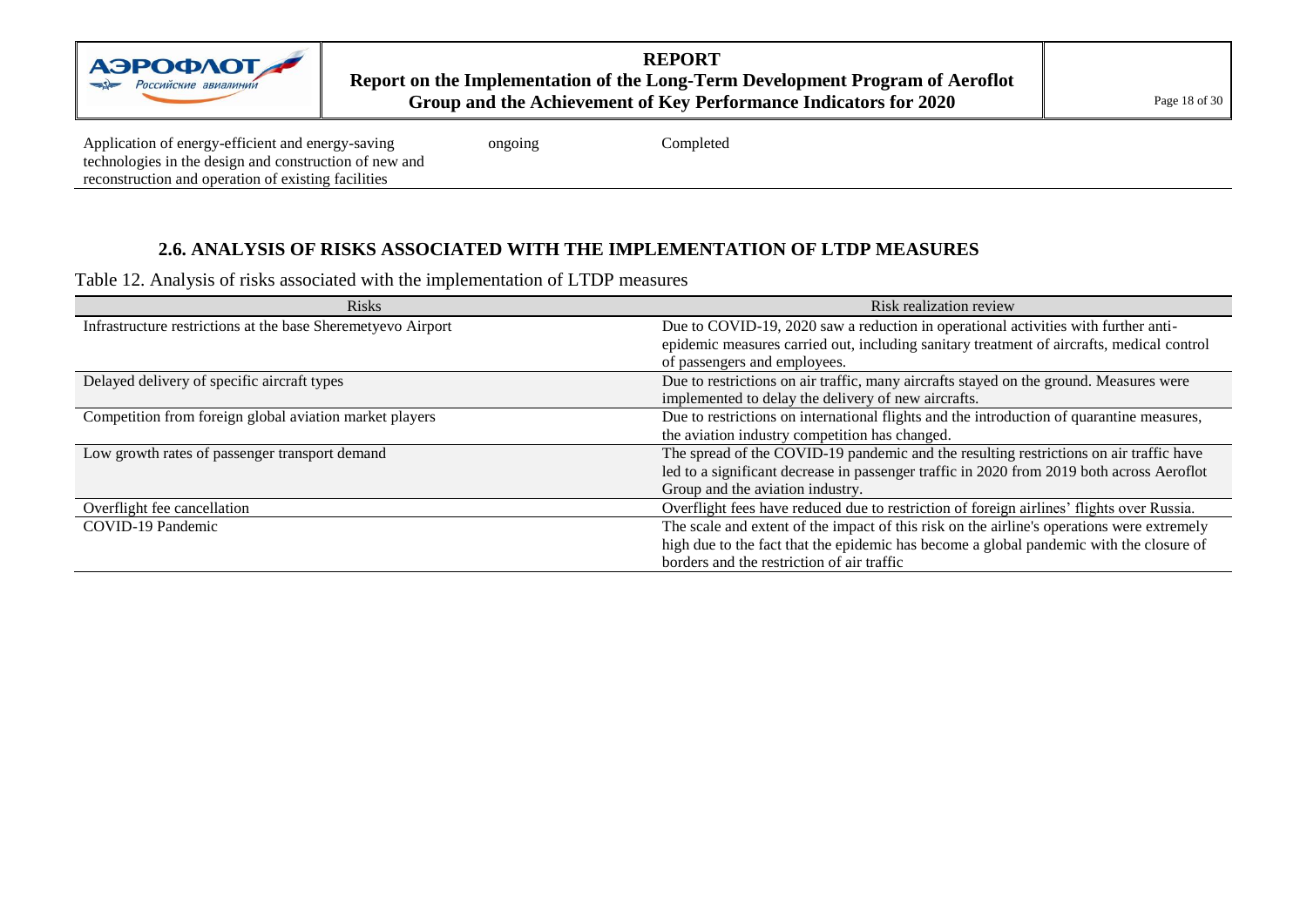| Application of energy-efficient and energy-saving technologies in the design and construction of new and reconstruction and operation of existing facilities | ongoing | Completed |
|---|---|---|

## 2.6. ANALYSIS OF RISKS ASSOCIATED WITH THE IMPLEMENTATION OF LTDP MEASURES

Table 12. Analysis of risks associated with the implementation of LTDP measures

| Risks | Risk realization review |
|---|---|
| Infrastructure restrictions at the base Sheremetyevo Airport | Due to COVID-19, 2020 saw a reduction in operational activities with further anti-epidemic measures carried out, including sanitary treatment of aircrafts, medical control of passengers and employees. |
| Delayed delivery of specific aircraft types | Due to restrictions on air traffic, many aircrafts stayed on the ground. Measures were implemented to delay the delivery of new aircrafts. |
| Competition from foreign global aviation market players | Due to restrictions on international flights and the introduction of quarantine measures, the aviation industry competition has changed. |
| Low growth rates of passenger transport demand | The spread of the COVID-19 pandemic and the resulting restrictions on air traffic have led to a significant decrease in passenger traffic in 2020 from 2019 both across Aeroflot Group and the aviation industry. |
| Overflight fee cancellation | Overflight fees have reduced due to restriction of foreign airlines' flights over Russia. |
| COVID-19 Pandemic | The scale and extent of the impact of this risk on the airline's operations were extremely high due to the fact that the epidemic has become a global pandemic with the closure of borders and the restriction of air traffic |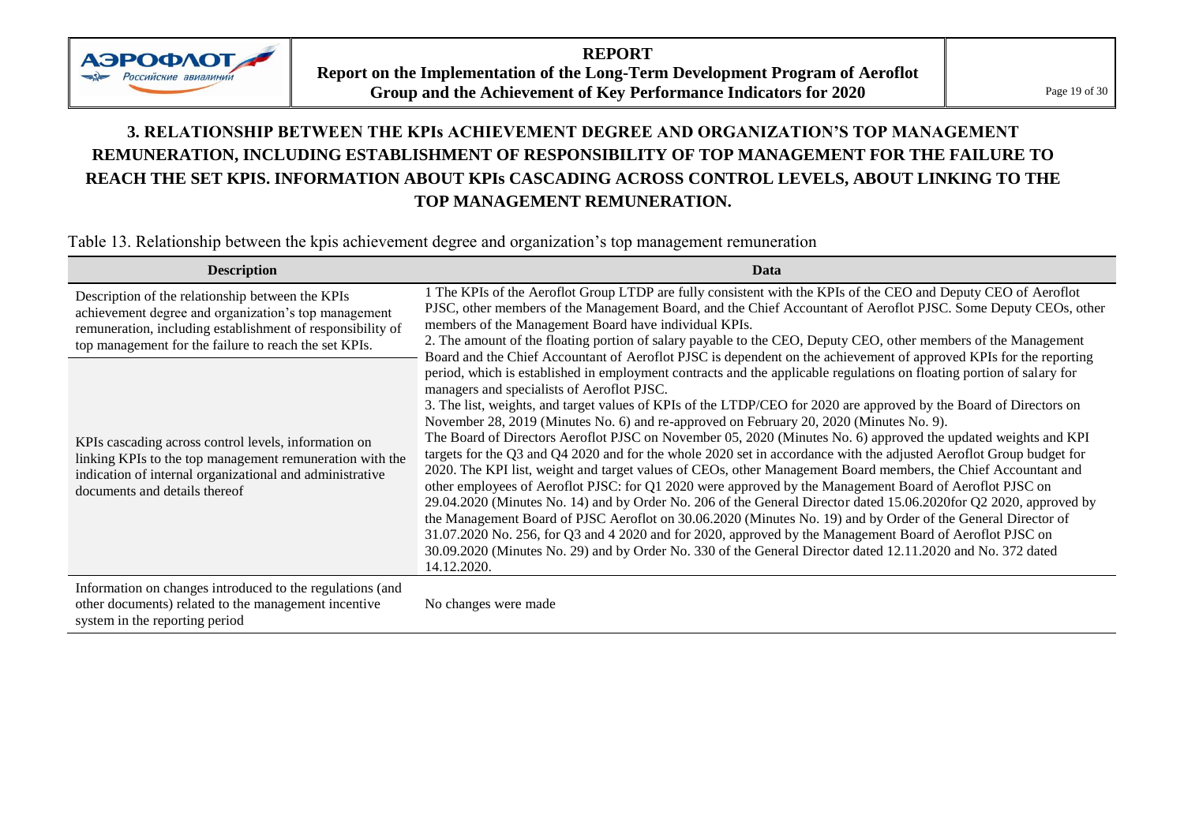## 3. RELATIONSHIP BETWEEN THE KPIs ACHIEVEMENT DEGREE AND ORGANIZATION'S TOP MANAGEMENT REMUNERATION, INCLUDING ESTABLISHMENT OF RESPONSIBILITY OF TOP MANAGEMENT FOR THE FAILURE TO REACH THE SET KPIS. INFORMATION ABOUT KPIs CASCADING ACROSS CONTROL LEVELS, ABOUT LINKING TO THE TOP MANAGEMENT REMUNERATION.

Table 13. Relationship between the kpis achievement degree and organization's top management remuneration

| Description | Data |
|---|---|
| Description of the relationship between the KPIs achievement degree and organization's top management remuneration, including establishment of responsibility of top management for the failure to reach the set KPIs. | 1 The KPIs of the Aeroflot Group LTDP are fully consistent with the KPIs of the CEO and Deputy CEO of Aeroflot PJSC, other members of the Management Board, and the Chief Accountant of Aeroflot PJSC. Some Deputy CEOs, other members of the Management Board have individual KPIs.<br>2. The amount of the floating portion of salary payable to the CEO, Deputy CEO, other members of the Management Board and the Chief Accountant of Aeroflot PJSC is dependent on the achievement of approved KPIs for the reporting period, which is established in employment contracts and the applicable regulations on floating portion of salary for managers and specialists of Aeroflot PJSC.<br>3. The list, weights, and target values of KPIs of the LTDP/CEO for 2020 are approved by the Board of Directors on November 28, 2019 (Minutes No. 6) and re-approved on February 20, 2020 (Minutes No. 9).<br>The Board of Directors Aeroflot PJSC on November 05, 2020 (Minutes No. 6) approved the updated weights and KPI targets for the Q3 and Q4 2020 and for the whole 2020 set in accordance with the adjusted Aeroflot Group budget for 2020. The KPI list, weight and target values of CEOs, other Management Board members, the Chief Accountant and other employees of Aeroflot PJSC: for Q1 2020 were approved by the Management Board of Aeroflot PJSC on 29.04.2020 (Minutes No. 14) and by Order No. 206 of the General Director dated 15.06.2020for Q2 2020, approved by the Management Board of PJSC Aeroflot on 30.06.2020 (Minutes No. 19) and by Order of the General Director of 31.07.2020 No. 256, for Q3 and 4 2020 and for 2020, approved by the Management Board of Aeroflot PJSC on 30.09.2020 (Minutes No. 29) and by Order No. 330 of the General Director dated 12.11.2020 and No. 372 dated 14.12.2020. |
| KPIs cascading across control levels, information on linking KPIs to the top management remuneration with the indication of internal organizational and administrative documents and details thereof | |
| Information on changes introduced to the regulations (and other documents) related to the management incentive system in the reporting period | No changes were made |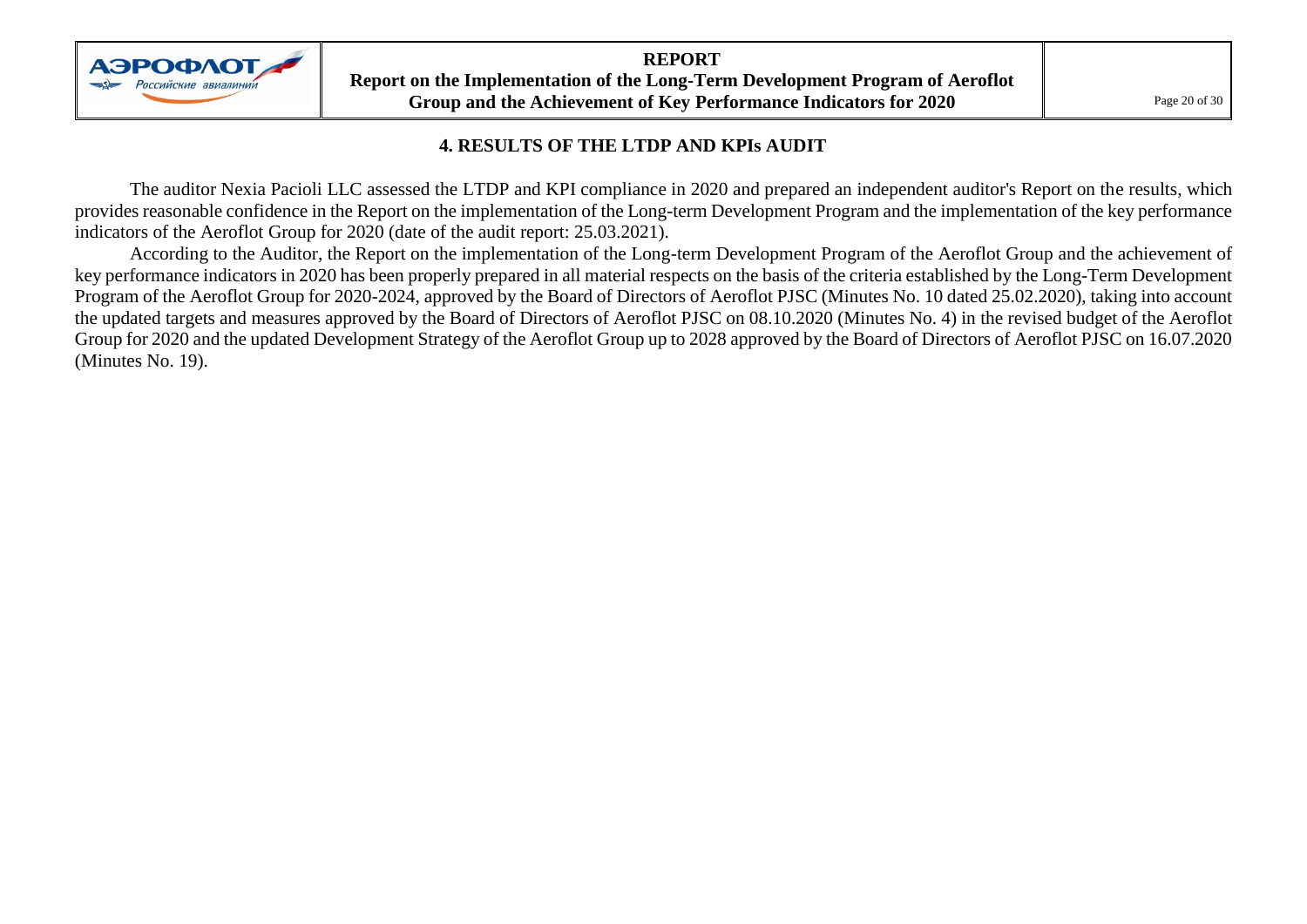## 4. RESULTS OF THE LTDP AND KPIs AUDIT

The auditor Nexia Pacioli LLC assessed the LTDP and KPI compliance in 2020 and prepared an independent auditor's Report on the results, which provides reasonable confidence in the Report on the implementation of the Long-term Development Program and the implementation of the key performance indicators of the Aeroflot Group for 2020 (date of the audit report: 25.03.2021).

According to the Auditor, the Report on the implementation of the Long-term Development Program of the Aeroflot Group and the achievement of key performance indicators in 2020 has been properly prepared in all material respects on the basis of the criteria established by the Long-Term Development Program of the Aeroflot Group for 2020-2024, approved by the Board of Directors of Aeroflot PJSC (Minutes No. 10 dated 25.02.2020), taking into account the updated targets and measures approved by the Board of Directors of Aeroflot PJSC on 08.10.2020 (Minutes No. 4) in the revised budget of the Aeroflot Group for 2020 and the updated Development Strategy of the Aeroflot Group up to 2028 approved by the Board of Directors of Aeroflot PJSC on 16.07.2020 (Minutes No. 19).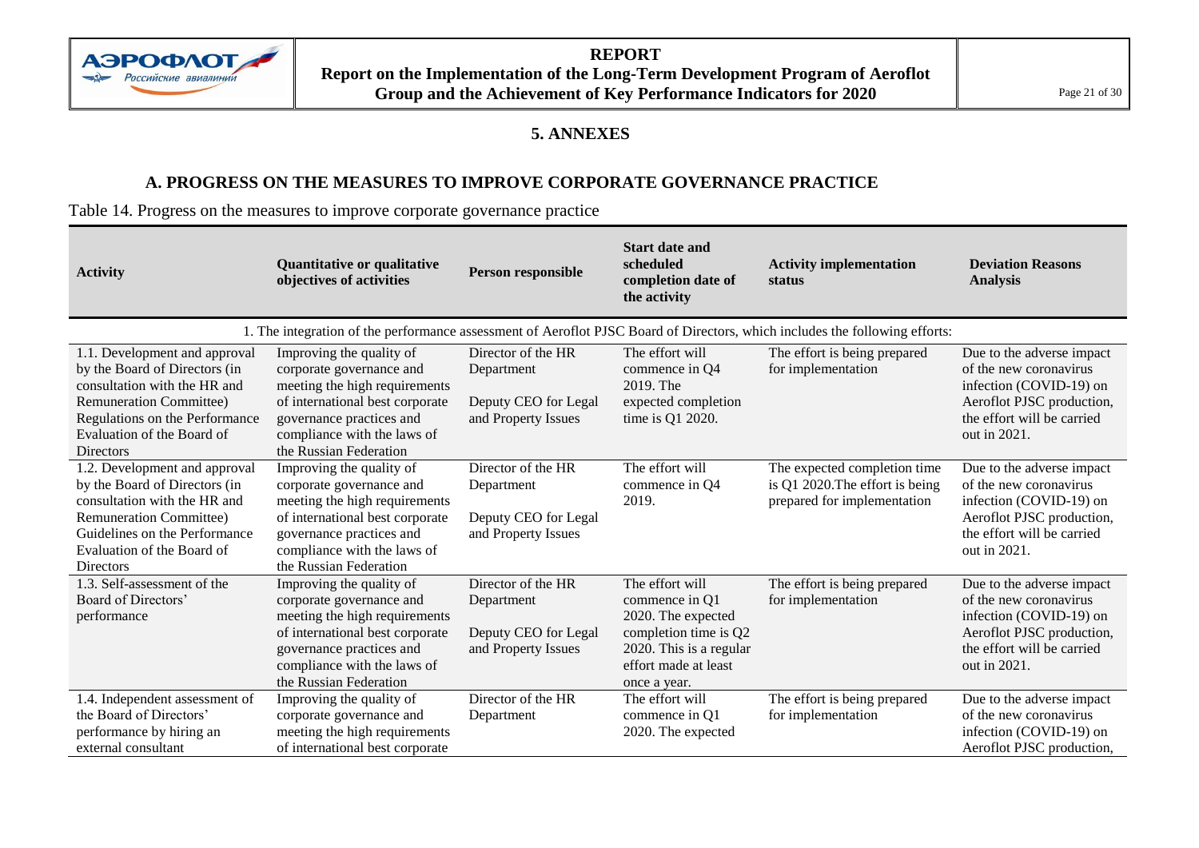## 5. ANNEXES

### A. PROGRESS ON THE MEASURES TO IMPROVE CORPORATE GOVERNANCE PRACTICE

Table 14. Progress on the measures to improve corporate governance practice

| Activity | Quantitative or qualitative objectives of activities | Person responsible | Start date and scheduled completion date of the activity | Activity implementation status | Deviation Reasons Analysis |
|---|---|---|---|---|---|
| 1. The integration of the performance assessment of Aeroflot PJSC Board of Directors, which includes the following efforts: | | | | | |
| 1.1. Development and approval by the Board of Directors (in consultation with the HR and Remuneration Committee) Regulations on the Performance Evaluation of the Board of Directors | Improving the quality of corporate governance and meeting the high requirements of international best corporate governance practices and compliance with the laws of the Russian Federation | Director of the HR Department<br><br>Deputy CEO for Legal and Property Issues | The effort will commence in Q4 2019. The expected completion time is Q1 2020. | The effort is being prepared for implementation | Due to the adverse impact of the new coronavirus infection (COVID-19) on Aeroflot PJSC production, the effort will be carried out in 2021. |
| 1.2. Development and approval by the Board of Directors (in consultation with the HR and Remuneration Committee) Guidelines on the Performance Evaluation of the Board of Directors | Improving the quality of corporate governance and meeting the high requirements of international best corporate governance practices and compliance with the laws of the Russian Federation | Director of the HR Department<br><br>Deputy CEO for Legal and Property Issues | The effort will commence in Q4 2019. | The expected completion time is Q1 2020.The effort is being prepared for implementation | Due to the adverse impact of the new coronavirus infection (COVID-19) on Aeroflot PJSC production, the effort will be carried out in 2021. |
| 1.3. Self-assessment of the Board of Directors' performance | Improving the quality of corporate governance and meeting the high requirements of international best corporate governance practices and compliance with the laws of the Russian Federation | Director of the HR Department<br><br>Deputy CEO for Legal and Property Issues | The effort will commence in Q1 2020. The expected completion time is Q2 2020. This is a regular effort made at least once a year. | The effort is being prepared for implementation | Due to the adverse impact of the new coronavirus infection (COVID-19) on Aeroflot PJSC production, the effort will be carried out in 2021. |
| 1.4. Independent assessment of the Board of Directors' performance by hiring an external consultant | Improving the quality of corporate governance and meeting the high requirements of international best corporate | Director of the HR Department | The effort will commence in Q1 2020. The expected | The effort is being prepared for implementation | Due to the adverse impact of the new coronavirus infection (COVID-19) on Aeroflot PJSC production, |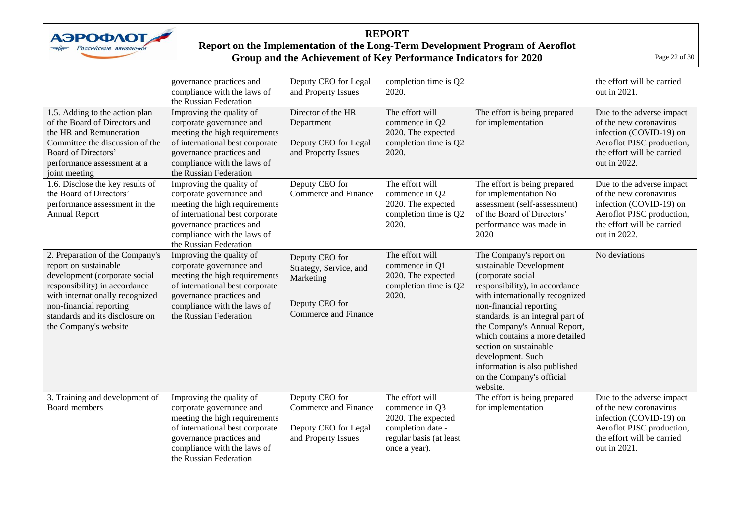| | | | | | |
|---|---|---|---|---|---|
| | governance practices and compliance with the laws of the Russian Federation | Deputy CEO for Legal and Property Issues | completion time is Q2 2020. | | the effort will be carried out in 2021. |
| 1.5. Adding to the action plan of the Board of Directors and the HR and Remuneration Committee the discussion of the Board of Directors' performance assessment at a joint meeting | Improving the quality of corporate governance and meeting the high requirements of international best corporate governance practices and compliance with the laws of the Russian Federation | Director of the HR Department<br><br>Deputy CEO for Legal and Property Issues | The effort will commence in Q2 2020. The expected completion time is Q2 2020. | The effort is being prepared for implementation | Due to the adverse impact of the new coronavirus infection (COVID-19) on Aeroflot PJSC production, the effort will be carried out in 2022. |
| 1.6. Disclose the key results of the Board of Directors' performance assessment in the Annual Report | Improving the quality of corporate governance and meeting the high requirements of international best corporate governance practices and compliance with the laws of the Russian Federation | Deputy CEO for Commerce and Finance | The effort will commence in Q2 2020. The expected completion time is Q2 2020. | The effort is being prepared for implementation No assessment (self-assessment) of the Board of Directors' performance was made in 2020 | Due to the adverse impact of the new coronavirus infection (COVID-19) on Aeroflot PJSC production, the effort will be carried out in 2022. |
| 2. Preparation of the Company's report on sustainable development (corporate social responsibility) in accordance with internationally recognized non-financial reporting standards and its disclosure on the Company's website | Improving the quality of corporate governance and meeting the high requirements of international best corporate governance practices and compliance with the laws of the Russian Federation | Deputy CEO for Strategy, Service, and Marketing<br><br>Deputy CEO for Commerce and Finance | The effort will commence in Q1 2020. The expected completion time is Q2 2020. | The Company's report on sustainable Development (corporate social responsibility), in accordance with internationally recognized non-financial reporting standards, is an integral part of the Company's Annual Report, which contains a more detailed section on sustainable development. Such information is also published on the Company's official website. | No deviations |
| 3. Training and development of Board members | Improving the quality of corporate governance and meeting the high requirements of international best corporate governance practices and compliance with the laws of the Russian Federation | Deputy CEO for Commerce and Finance<br><br>Deputy CEO for Legal and Property Issues | The effort will commence in Q3 2020. The expected completion date - regular basis (at least once a year). | The effort is being prepared for implementation | Due to the adverse impact of the new coronavirus infection (COVID-19) on Aeroflot PJSC production, the effort will be carried out in 2021. |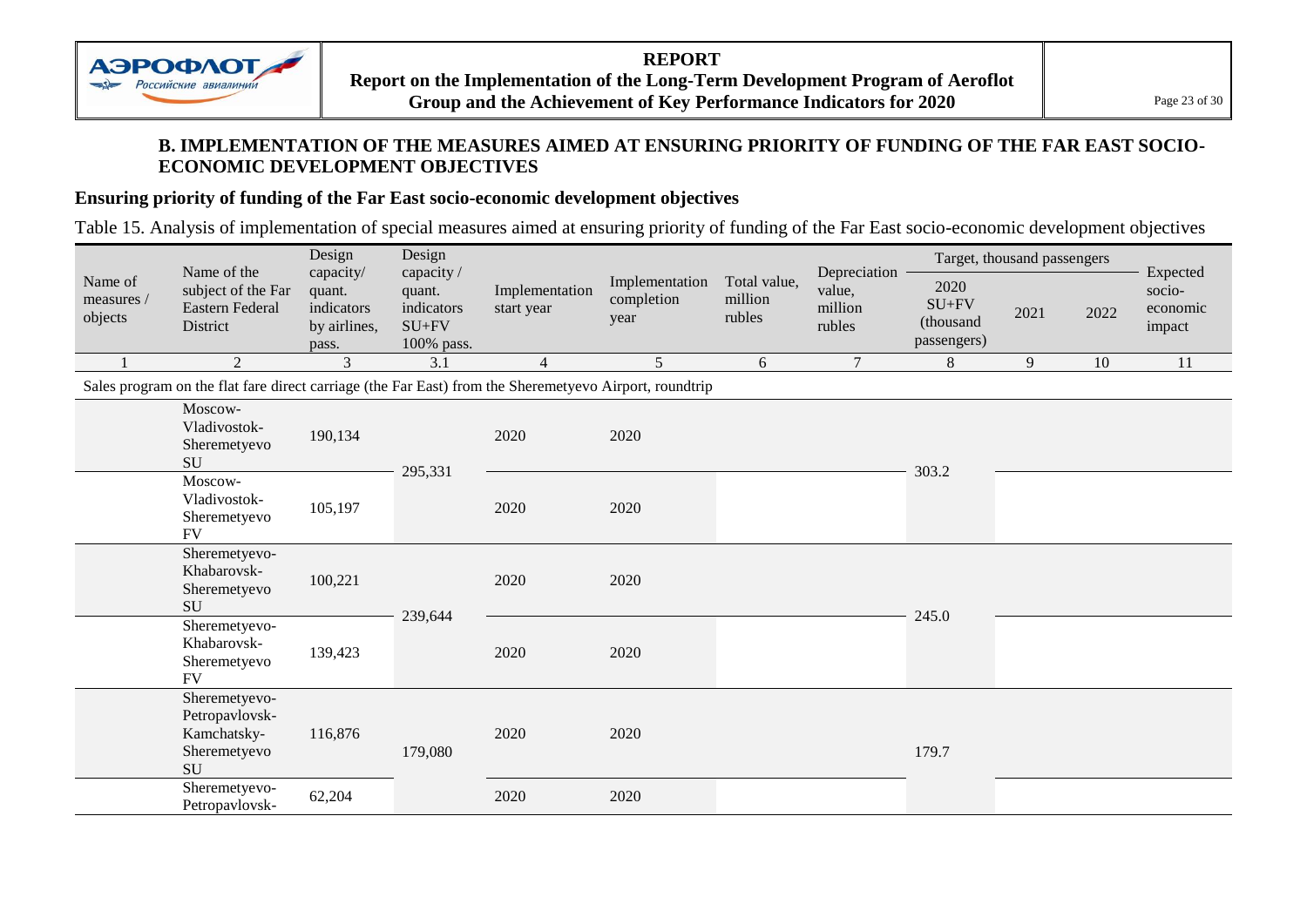## B. IMPLEMENTATION OF THE MEASURES AIMED AT ENSURING PRIORITY OF FUNDING OF THE FAR EAST SOCIO-ECONOMIC DEVELOPMENT OBJECTIVES

### Ensuring priority of funding of the Far East socio-economic development objectives

Table 15. Analysis of implementation of special measures aimed at ensuring priority of funding of the Far East socio-economic development objectives

| Name of measures / objects | Name of the subject of the Far Eastern Federal District | Design capacity/ quant. indicators by airlines, pass. | Design capacity / quant. indicators SU+FV 100% pass. | Implementation start year | Implementation completion year | Total value, million rubles | Depreciation value, million rubles | Target, thousand passengers | | | Expected socio-economic impact |
|---|---|---|---|---|---|---|---|---|---|---|---|
| | | | | | | | | 2020 SU+FV (thousand passengers) | 2021 | 2022 | |
| 1 | 2 | 3 | 3.1 | 4 | 5 | 6 | 7 | 8 | 9 | 10 | 11 |
| Sales program on the flat fare direct carriage (the Far East) from the Sheremetyevo Airport, roundtrip | | | | | | | | | | | |
| | Moscow-Vladivostok-Sheremetyevo SU | 190,134 | 295,331 | 2020 | 2020 | | | 303.2 | | | |
| | Moscow-Vladivostok-Sheremetyevo FV | 105,197 | | 2020 | 2020 | | | | | | |
| | Sheremetyevo-Khabarovsk-Sheremetyevo SU | 100,221 | 239,644 | 2020 | 2020 | | | 245.0 | | | |
| | Sheremetyevo-Khabarovsk-Sheremetyevo FV | 139,423 | | 2020 | 2020 | | | | | | |
| | Sheremetyevo-Petropavlovsk-Kamchatsky-Sheremetyevo SU | 116,876 | 179,080 | 2020 | 2020 | | | 179.7 | | | |
| | Sheremetyevo-Petropavlovsk- | 62,204 | | 2020 | 2020 | | | | | | |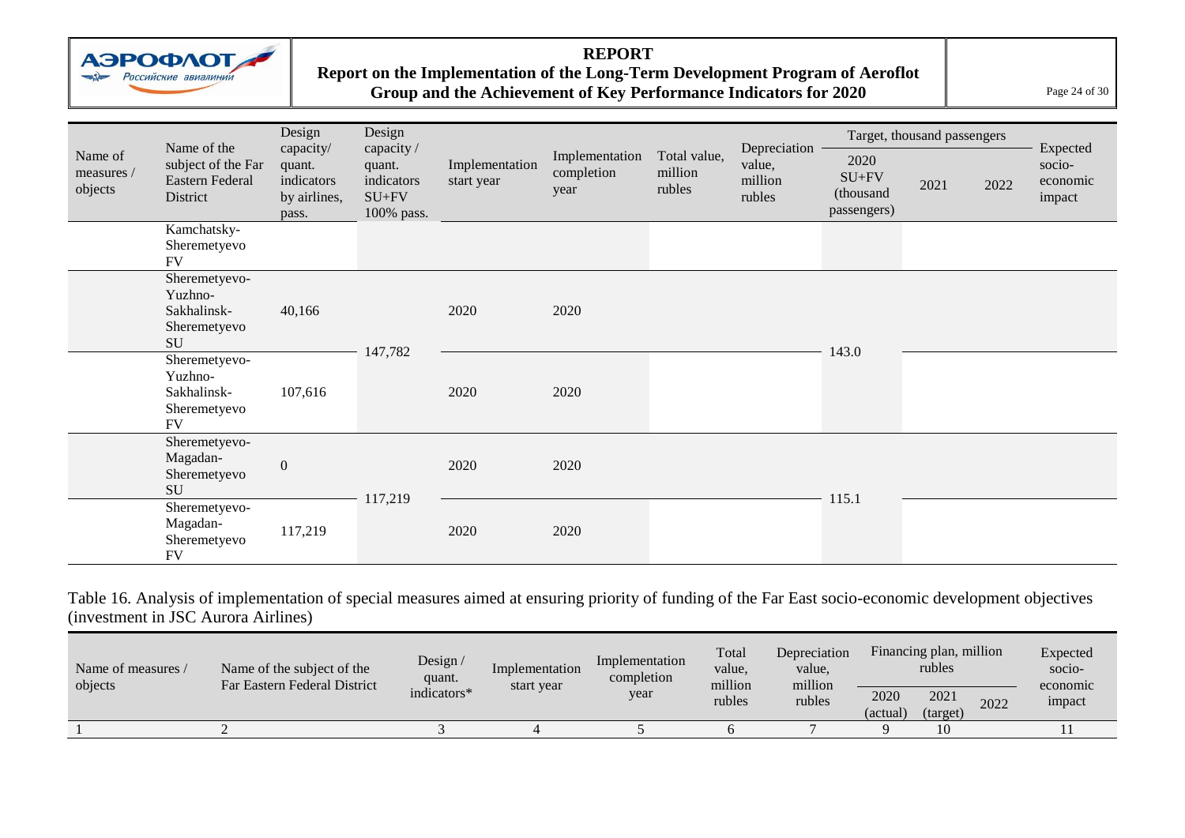| Name of measures / objects | Name of the subject of the Far Eastern Federal District | Design capacity/ quant. indicators by airlines, pass. | Design capacity / quant. indicators SU+FV 100% pass. | Implementation start year | Implementation completion year | Total value, million rubles | Depreciation value, million rubles | Target, thousand passengers | | | Expected socio-economic impact |
|---|---|---|---|---|---|---|---|---|---|---|---|
| | | | | | | | | 2020 SU+FV (thousand passengers) | 2021 | 2022 | |
| | Kamchatsky-Sheremetyevo FV | | | | | | | | | | |
| | Sheremetyevo-Yuzhno-Sakhalinsk-Sheremetyevo SU | 40,166 | 147,782 | 2020 | 2020 | | | 143.0 | | | |
| | Sheremetyevo-Yuzhno-Sakhalinsk-Sheremetyevo FV | 107,616 | | 2020 | 2020 | | | | | | |
| | Sheremetyevo-Magadan-Sheremetyevo SU | 0 | 117,219 | 2020 | 2020 | | | 115.1 | | | |
| | Sheremetyevo-Magadan-Sheremetyevo FV | 117,219 | | 2020 | 2020 | | | | | | |

Table 16. Analysis of implementation of special measures aimed at ensuring priority of funding of the Far East socio-economic development objectives (investment in JSC Aurora Airlines)

| Name of measures / objects | Name of the subject of the Far Eastern Federal District | Design / quant. indicators* | Implementation start year | Implementation completion year | Total value, million rubles | Depreciation value, million rubles | Financing plan, million rubles | | | Expected socio-economic impact |
|---|---|---|---|---|---|---|---|---|---|---|
| | | | | | | | 2020 (actual) | 2021 (target) | 2022 | |
| 1 | 2 | 3 | 4 | 5 | 6 | 7 | 9 | 10 | | 11 |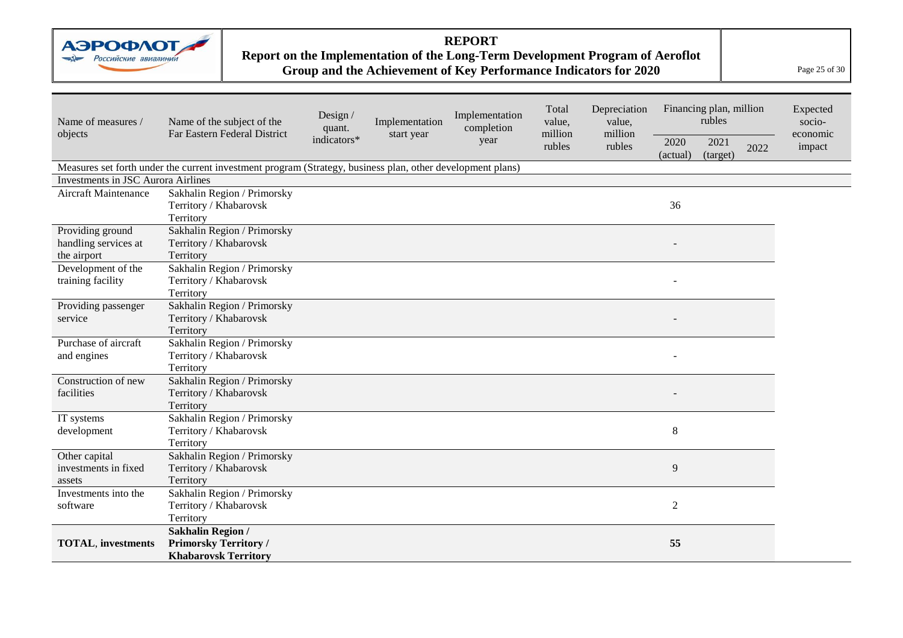| Name of measures / objects | Name of the subject of the Far Eastern Federal District | Design / quant. indicators* | Implementation start year | Implementation completion year | Total value, million rubles | Depreciation value, million rubles | Financing plan, million rubles | | | Expected socio-economic impact |
|---|---|---|---|---|---|---|---|---|---|---|
| | | | | | | | 2020 (actual) | 2021 (target) | 2022 | |
| Measures set forth under the current investment program (Strategy, business plan, other development plans) | | | | | | | | | | |
| Investments in JSC Aurora Airlines | | | | | | | | | | |
| Aircraft Maintenance | Sakhalin Region / Primorsky Territory / Khabarovsk Territory | | | | | | 36 | | | |
| Providing ground handling services at the airport | Sakhalin Region / Primorsky Territory / Khabarovsk Territory | | | | | | - | | | |
| Development of the training facility | Sakhalin Region / Primorsky Territory / Khabarovsk Territory | | | | | | - | | | |
| Providing passenger service | Sakhalin Region / Primorsky Territory / Khabarovsk Territory | | | | | | - | | | |
| Purchase of aircraft and engines | Sakhalin Region / Primorsky Territory / Khabarovsk Territory | | | | | | - | | | |
| Construction of new facilities | Sakhalin Region / Primorsky Territory / Khabarovsk Territory | | | | | | - | | | |
| IT systems development | Sakhalin Region / Primorsky Territory / Khabarovsk Territory | | | | | | 8 | | | |
| Other capital investments in fixed assets | Sakhalin Region / Primorsky Territory / Khabarovsk Territory | | | | | | 9 | | | |
| Investments into the software | Sakhalin Region / Primorsky Territory / Khabarovsk Territory | | | | | | 2 | | | |
| **TOTAL**, **investments** | **Sakhalin Region / Primorsky Territory / Khabarovsk Territory** | | | | | | **55** | | | |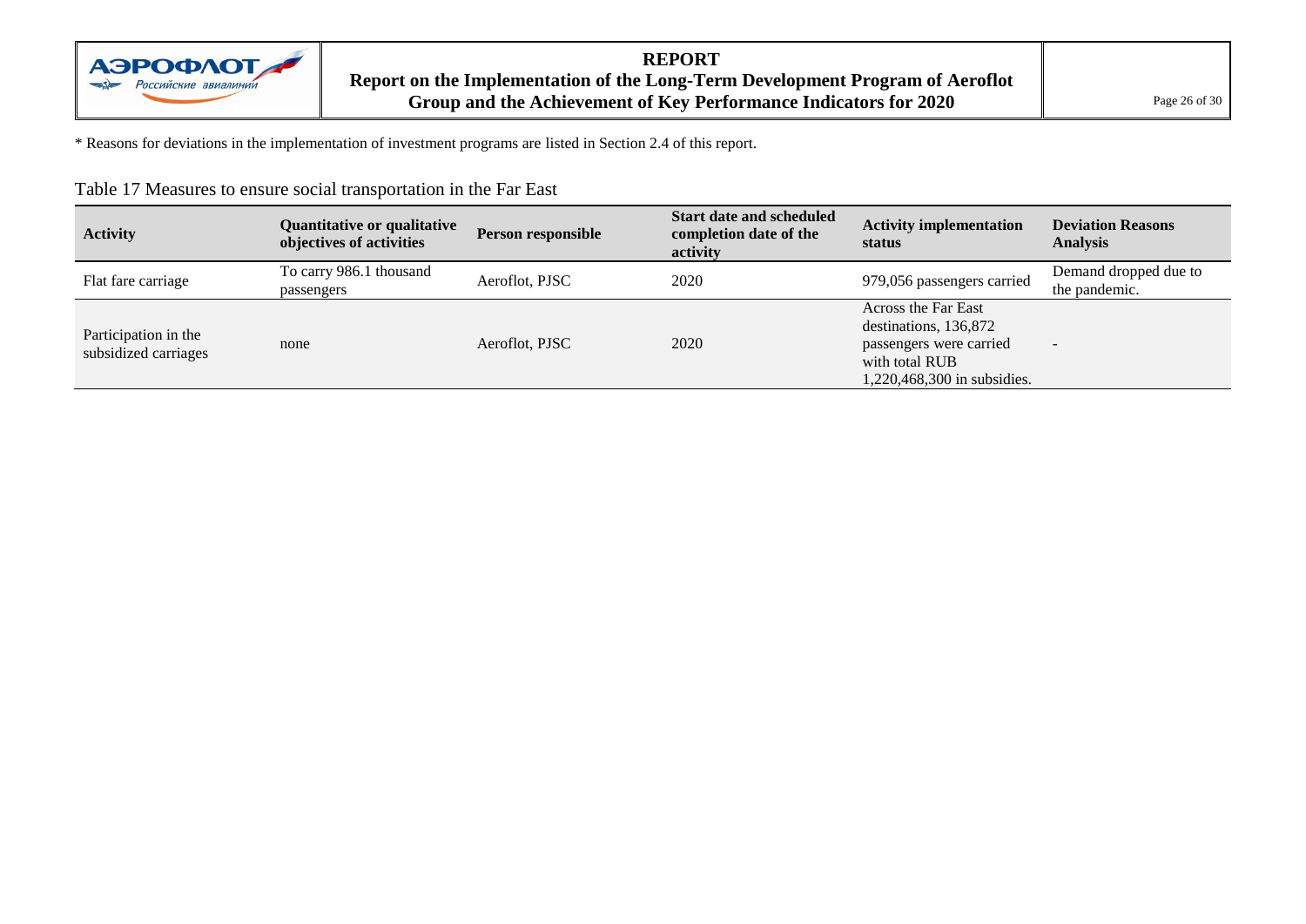* Reasons for deviations in the implementation of investment programs are listed in Section 2.4 of this report.

Table 17 Measures to ensure social transportation in the Far East

| Activity | Quantitative or qualitative objectives of activities | Person responsible | Start date and scheduled completion date of the activity | Activity implementation status | Deviation Reasons Analysis |
|---|---|---|---|---|---|
| Flat fare carriage | To carry 986.1 thousand passengers | Aeroflot, PJSC | 2020 | 979,056 passengers carried | Demand dropped due to the pandemic. |
| Participation in the subsidized carriages | none | Aeroflot, PJSC | 2020 | Across the Far East destinations, 136,872 passengers were carried with total RUB 1,220,468,300 in subsidies. | - |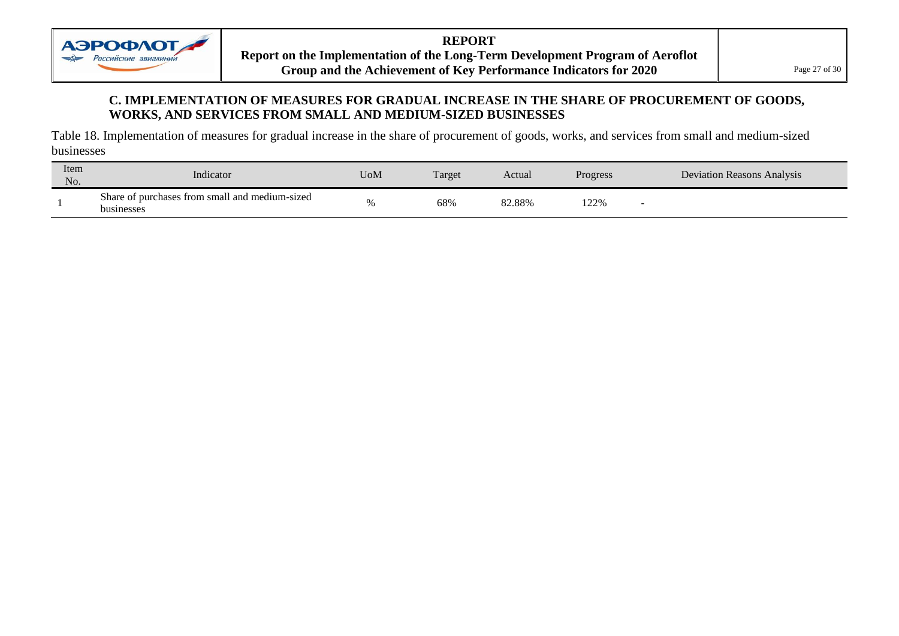## C. IMPLEMENTATION OF MEASURES FOR GRADUAL INCREASE IN THE SHARE OF PROCUREMENT OF GOODS, WORKS, AND SERVICES FROM SMALL AND MEDIUM-SIZED BUSINESSES

Table 18. Implementation of measures for gradual increase in the share of procurement of goods, works, and services from small and medium-sized businesses

| Item No. | Indicator | UoM | Target | Actual | Progress | Deviation Reasons Analysis |
|---|---|---|---|---|---|---|
| 1 | Share of purchases from small and medium-sized businesses | % | 68% | 82.88% | 122% | - |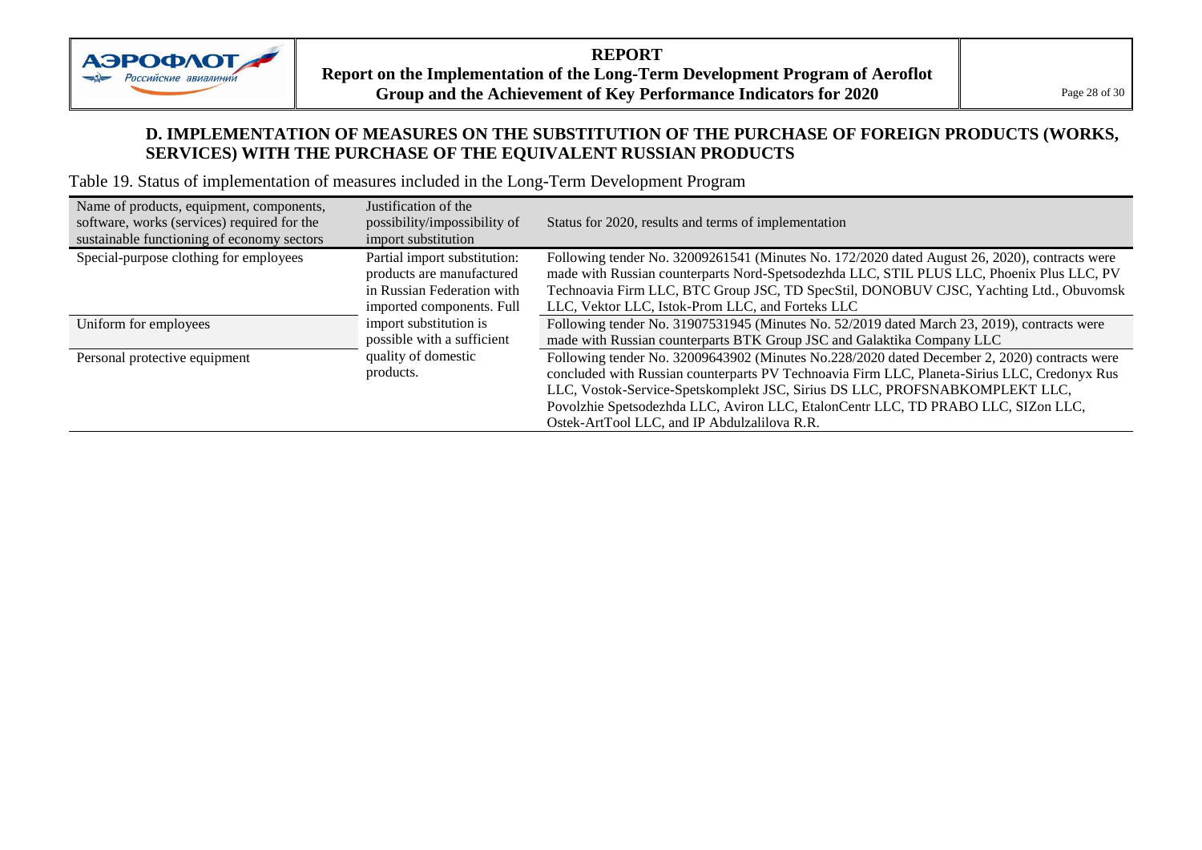## D. IMPLEMENTATION OF MEASURES ON THE SUBSTITUTION OF THE PURCHASE OF FOREIGN PRODUCTS (WORKS, SERVICES) WITH THE PURCHASE OF THE EQUIVALENT RUSSIAN PRODUCTS

Table 19. Status of implementation of measures included in the Long-Term Development Program

| Name of products, equipment, components, software, works (services) required for the sustainable functioning of economy sectors | Justification of the possibility/impossibility of import substitution | Status for 2020, results and terms of implementation |
|---|---|---|
| Special-purpose clothing for employees | Partial import substitution: products are manufactured in Russian Federation with imported components. Full import substitution is possible with a sufficient quality of domestic products. | Following tender No. 32009261541 (Minutes No. 172/2020 dated August 26, 2020), contracts were made with Russian counterparts Nord-Spetsodezhda LLC, STIL PLUS LLC, Phoenix Plus LLC, PV Technoavia Firm LLC, BTC Group JSC, TD SpecStil, DONOBUV CJSC, Yachting Ltd., Obuvomsk LLC, Vektor LLC, Istok-Prom LLC, and Forteks LLC |
| Uniform for employees | | Following tender No. 31907531945 (Minutes No. 52/2019 dated March 23, 2019), contracts were made with Russian counterparts BTK Group JSC and Galaktika Company LLC |
| Personal protective equipment | | Following tender No. 32009643902 (Minutes No.228/2020 dated December 2, 2020) contracts were concluded with Russian counterparts PV Technoavia Firm LLC, Planeta-Sirius LLC, Credonyx Rus LLC, Vostok-Service-Spetskomplekt JSC, Sirius DS LLC, PROFSNABKOMPLEKT LLC, Povolzhie Spetsodezhda LLC, Aviron LLC, EtalonCentr LLC, TD PRABO LLC, SIZon LLC, Ostek-ArtTool LLC, and IP Abdulzalilova R.R. |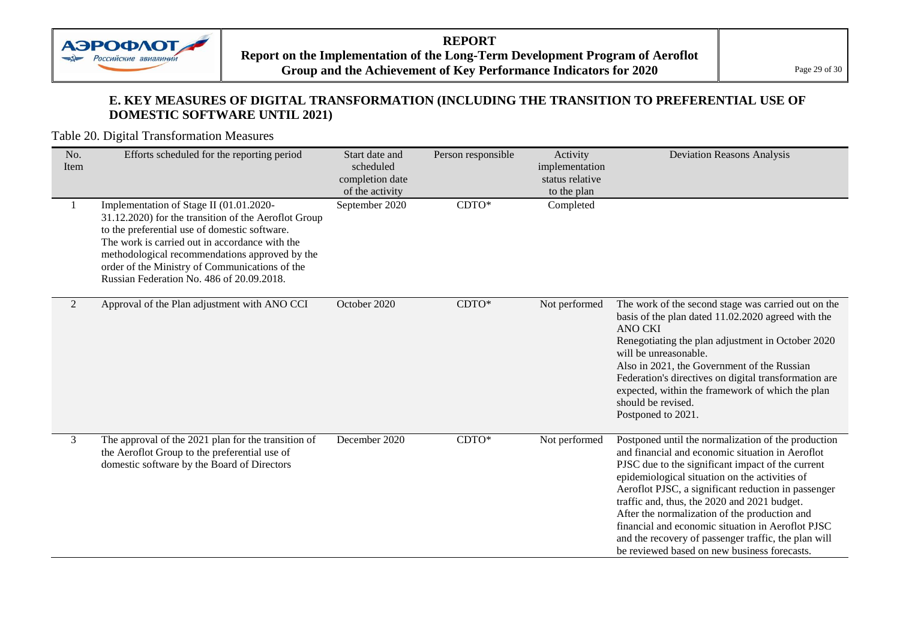## E. KEY MEASURES OF DIGITAL TRANSFORMATION (INCLUDING THE TRANSITION TO PREFERENTIAL USE OF DOMESTIC SOFTWARE UNTIL 2021)

Table 20. Digital Transformation Measures

| No. Item | Efforts scheduled for the reporting period | Start date and scheduled completion date of the activity | Person responsible | Activity implementation status relative to the plan | Deviation Reasons Analysis |
|---|---|---|---|---|---|
| 1 | Implementation of Stage II (01.01.2020-31.12.2020) for the transition of the Aeroflot Group to the preferential use of domestic software. The work is carried out in accordance with the methodological recommendations approved by the order of the Ministry of Communications of the Russian Federation No. 486 of 20.09.2018. | September 2020 | CDTO* | Completed | |
| 2 | Approval of the Plan adjustment with ANO CCI | October 2020 | CDTO* | Not performed | The work of the second stage was carried out on the basis of the plan dated 11.02.2020 agreed with the ANO CKI<br>Renegotiating the plan adjustment in October 2020 will be unreasonable.<br>Also in 2021, the Government of the Russian Federation's directives on digital transformation are expected, within the framework of which the plan should be revised.<br>Postponed to 2021. |
| 3 | The approval of the 2021 plan for the transition of the Aeroflot Group to the preferential use of domestic software by the Board of Directors | December 2020 | CDTO* | Not performed | Postponed until the normalization of the production and financial and economic situation in Aeroflot PJSC due to the significant impact of the current epidemiological situation on the activities of Aeroflot PJSC, a significant reduction in passenger traffic and, thus, the 2020 and 2021 budget.<br>After the normalization of the production and financial and economic situation in Aeroflot PJSC and the recovery of passenger traffic, the plan will be reviewed based on new business forecasts. |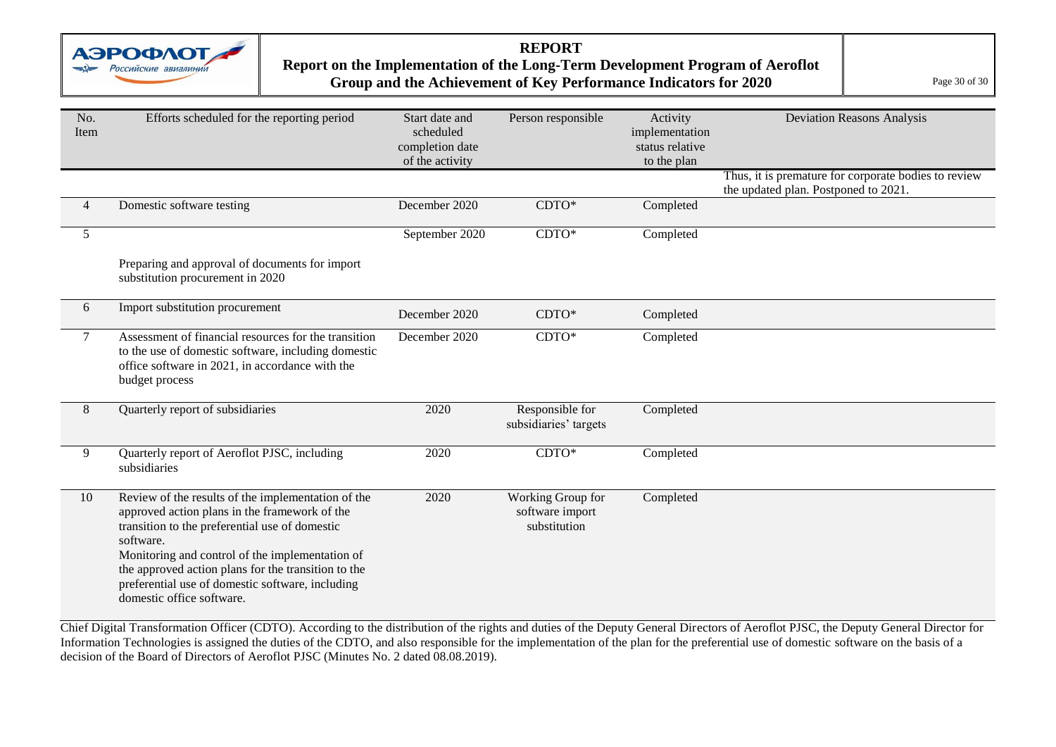| No. Item | Efforts scheduled for the reporting period | Start date and scheduled completion date of the activity | Person responsible | Activity implementation status relative to the plan | Deviation Reasons Analysis |
|---|---|---|---|---|---|
| | | | | | Thus, it is premature for corporate bodies to review the updated plan. Postponed to 2021. |
| 4 | Domestic software testing | December 2020 | CDTO* | Completed | |
| 5 | Preparing and approval of documents for import substitution procurement in 2020 | September 2020 | CDTO* | Completed | |
| 6 | Import substitution procurement | December 2020 | CDTO* | Completed | |
| 7 | Assessment of financial resources for the transition to the use of domestic software, including domestic office software in 2021, in accordance with the budget process | December 2020 | CDTO* | Completed | |
| 8 | Quarterly report of subsidiaries | 2020 | Responsible for subsidiaries' targets | Completed | |
| 9 | Quarterly report of Aeroflot PJSC, including subsidiaries | 2020 | CDTO* | Completed | |
| 10 | Review of the results of the implementation of the approved action plans in the framework of the transition to the preferential use of domestic software. Monitoring and control of the implementation of the approved action plans for the transition to the preferential use of domestic software, including domestic office software. | 2020 | Working Group for software import substitution | Completed | |

Chief Digital Transformation Officer (CDTO). According to the distribution of the rights and duties of the Deputy General Directors of Aeroflot PJSC, the Deputy General Director for Information Technologies is assigned the duties of the CDTO, and also responsible for the implementation of the plan for the preferential use of domestic software on the basis of a decision of the Board of Directors of Aeroflot PJSC (Minutes No. 2 dated 08.08.2019).